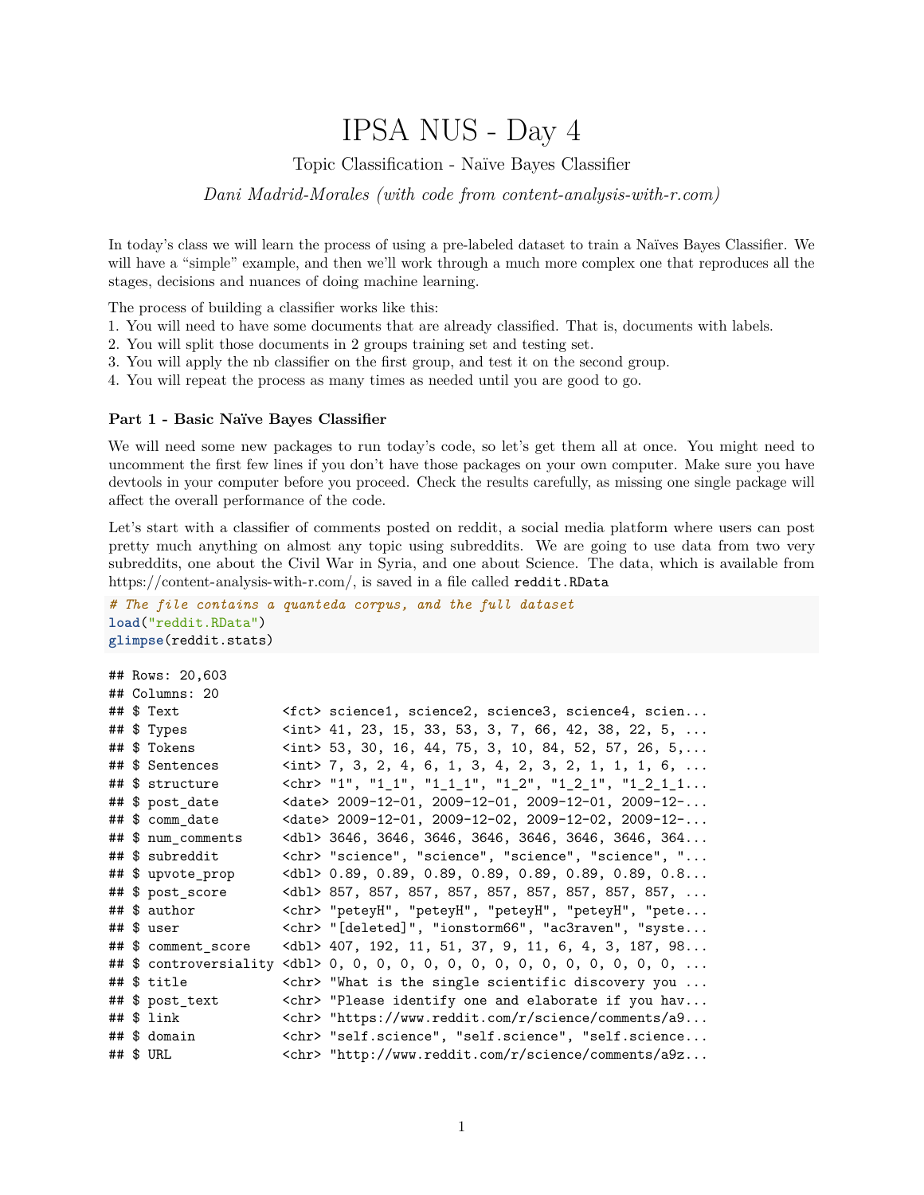# IPSA NUS - Day 4

Topic Classification - Naïve Bayes Classifier

*Dani Madrid-Morales (with code from content-analysis-with-r.com)*

In today's class we will learn the process of using a pre-labeled dataset to train a Naïves Bayes Classifier. We will have a "simple" example, and then we'll work through a much more complex one that reproduces all the stages, decisions and nuances of doing machine learning.

The process of building a classifier works like this:
1. You will need to have some documents that are already classified. That is, documents with labels.
2. You will split those documents in 2 groups training set and testing set.
3. You will apply the nb classifier on the first group, and test it on the second group.
4. You will repeat the process as many times as needed until you are good to go.

### Part 1 - Basic Naïve Bayes Classifier

We will need some new packages to run today's code, so let's get them all at once. You might need to uncomment the first few lines if you don't have those packages on your own computer. Make sure you have devtools in your computer before you proceed. Check the results carefully, as missing one single package will affect the overall performance of the code.

Let's start with a classifier of comments posted on reddit, a social media platform where users can post pretty much anything on almost any topic using subreddits. We are going to use data from two very subreddits, one about the Civil War in Syria, and one about Science. The data, which is available from https://content-analysis-with-r.com/, is saved in a file called `reddit.RData`

```
# The file contains a quanteda corpus, and the full dataset
load("reddit.RData")
glimpse(reddit.stats)
```

```
## Rows: 20,603
## Columns: 20
## $ Text              <fct> science1, science2, science3, science4, scien...
## $ Types             <int> 41, 23, 15, 33, 53, 3, 7, 66, 42, 38, 22, 5, ...
## $ Tokens            <int> 53, 30, 16, 44, 75, 3, 10, 84, 52, 57, 26, 5,...
## $ Sentences         <int> 7, 3, 2, 4, 6, 1, 3, 4, 2, 3, 2, 1, 1, 1, 6, ...
## $ structure         <chr> "1", "1_1", "1_1_1", "1_2", "1_2_1", "1_2_1_1...
## $ post_date         <date> 2009-12-01, 2009-12-01, 2009-12-01, 2009-12-...
## $ comm_date         <date> 2009-12-01, 2009-12-02, 2009-12-02, 2009-12-...
## $ num_comments      <dbl> 3646, 3646, 3646, 3646, 3646, 3646, 3646, 364...
## $ subreddit         <chr> "science", "science", "science", "science", "...
## $ upvote_prop       <dbl> 0.89, 0.89, 0.89, 0.89, 0.89, 0.89, 0.89, 0.8...
## $ post_score        <dbl> 857, 857, 857, 857, 857, 857, 857, 857, 857, ...
## $ author            <chr> "peteyH", "peteyH", "peteyH", "peteyH", "pete...
## $ user              <chr> "[deleted]", "ionstorm66", "ac3raven", "syste...
## $ comment_score     <dbl> 407, 192, 11, 51, 37, 9, 11, 6, 4, 3, 187, 98...
## $ controversiality  <dbl> 0, 0, 0, 0, 0, 0, 0, 0, 0, 0, 0, 0, 0, 0, 0, ...
## $ title             <chr> "What is the single scientific discovery you ...
## $ post_text         <chr> "Please identify one and elaborate if you hav...
## $ link              <chr> "https://www.reddit.com/r/science/comments/a9...
## $ domain            <chr> "self.science", "self.science", "self.science...
## $ URL               <chr> "http://www.reddit.com/r/science/comments/a9z...
```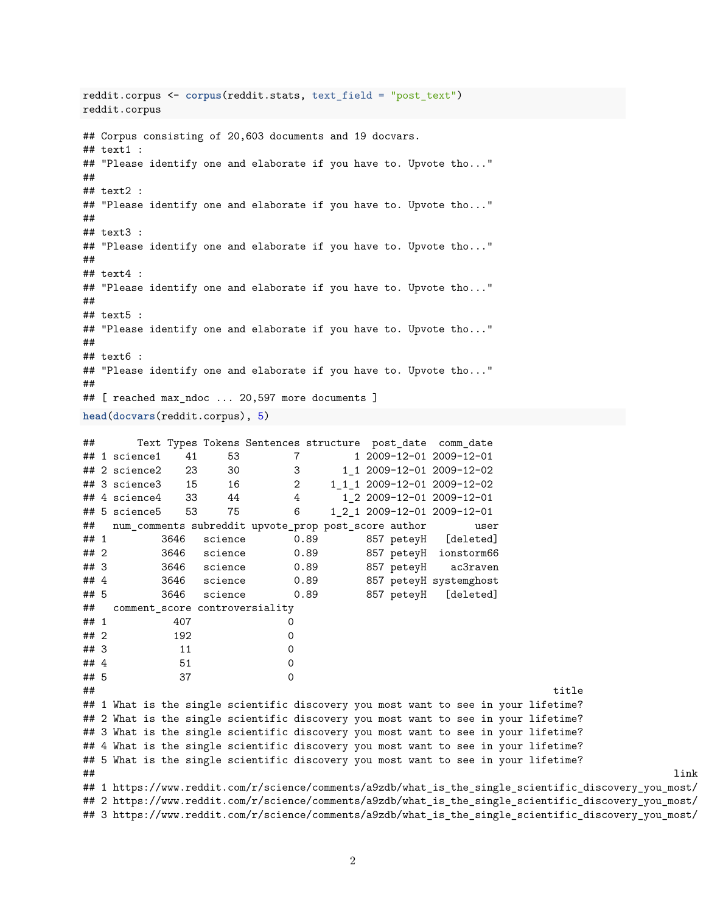```r
reddit.corpus <- corpus(reddit.stats, text_field = "post_text")
reddit.corpus
```

```
## Corpus consisting of 20,603 documents and 19 docvars.
## text1 :
## "Please identify one and elaborate if you have to. Upvote tho..."
##
## text2 :
## "Please identify one and elaborate if you have to. Upvote tho..."
##
## text3 :
## "Please identify one and elaborate if you have to. Upvote tho..."
##
## text4 :
## "Please identify one and elaborate if you have to. Upvote tho..."
##
## text5 :
## "Please identify one and elaborate if you have to. Upvote tho..."
##
## text6 :
## "Please identify one and elaborate if you have to. Upvote tho..."
##
## [ reached max_ndoc ... 20,597 more documents ]
```

```r
head(docvars(reddit.corpus), 5)
```

```
##       Text Types Tokens Sentences structure  post_date  comm_date
## 1 science1    41     53         7         1 2009-12-01 2009-12-01
## 2 science2    23     30         3       1_1 2009-12-01 2009-12-02
## 3 science3    15     16         2     1_1_1 2009-12-01 2009-12-02
## 4 science4    33     44         4       1_2 2009-12-01 2009-12-01
## 5 science5    53     75         6     1_2_1 2009-12-01 2009-12-01
##   num_comments subreddit upvote_prop post_score author        user
## 1         3646   science        0.89        857 peteyH   [deleted]
## 2         3646   science        0.89        857 peteyH  ionstorm66
## 3         3646   science        0.89        857 peteyH    ac3raven
## 4         3646   science        0.89        857 peteyH systemghost
## 5         3646   science        0.89        857 peteyH   [deleted]
##   comment_score controversiality
## 1           407                0
## 2           192                0
## 3            11                0
## 4            51                0
## 5            37                0
##                                                                     title
## 1 What is the single scientific discovery you most want to see in your lifetime?
## 2 What is the single scientific discovery you most want to see in your lifetime?
## 3 What is the single scientific discovery you most want to see in your lifetime?
## 4 What is the single scientific discovery you most want to see in your lifetime?
## 5 What is the single scientific discovery you most want to see in your lifetime?
##                                                                                           link
## 1 https://www.reddit.com/r/science/comments/a9zdb/what_is_the_single_scientific_discovery_you_most/
## 2 https://www.reddit.com/r/science/comments/a9zdb/what_is_the_single_scientific_discovery_you_most/
## 3 https://www.reddit.com/r/science/comments/a9zdb/what_is_the_single_scientific_discovery_you_most/
```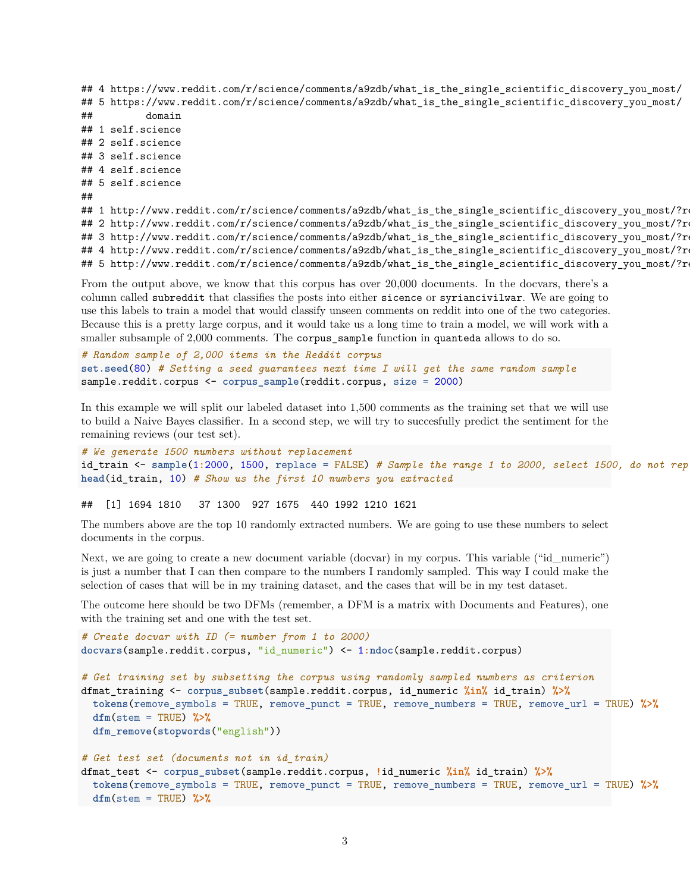```
## 4 https://www.reddit.com/r/science/comments/a9zdb/what_is_the_single_scientific_discovery_you_most/
## 5 https://www.reddit.com/r/science/comments/a9zdb/what_is_the_single_scientific_discovery_you_most/
##         domain
## 1 self.science
## 2 self.science
## 3 self.science
## 4 self.science
## 5 self.science
##
## 1 http://www.reddit.com/r/science/comments/a9zdb/what_is_the_single_scientific_discovery_you_most/?re
## 2 http://www.reddit.com/r/science/comments/a9zdb/what_is_the_single_scientific_discovery_you_most/?re
## 3 http://www.reddit.com/r/science/comments/a9zdb/what_is_the_single_scientific_discovery_you_most/?re
## 4 http://www.reddit.com/r/science/comments/a9zdb/what_is_the_single_scientific_discovery_you_most/?re
## 5 http://www.reddit.com/r/science/comments/a9zdb/what_is_the_single_scientific_discovery_you_most/?re
```

From the output above, we know that this corpus has over 20,000 documents. In the docvars, there's a column called `subreddit` that classifies the posts into either `sicence` or `syriancivilwar`. We are going to use this labels to train a model that would classify unseen comments on reddit into one of the two categories. Because this is a pretty large corpus, and it would take us a long time to train a model, we will work with a smaller subsample of 2,000 comments. The `corpus_sample` function in `quanteda` allows to do so.

```
# Random sample of 2,000 items in the Reddit corpus
set.seed(80) # Setting a seed guarantees next time I will get the same random sample
sample.reddit.corpus <- corpus_sample(reddit.corpus, size = 2000)
```

In this example we will split our labeled dataset into 1,500 comments as the training set that we will use to build a Naive Bayes classifier. In a second step, we will try to succesfully predict the sentiment for the remaining reviews (our test set).

```
# We generate 1500 numbers without replacement
id_train <- sample(1:2000, 1500, replace = FALSE) # Sample the range 1 to 2000, select 1500, do not rep
head(id_train, 10) # Show us the first 10 numbers you extracted
```

```
##  [1] 1694 1810   37 1300  927 1675  440 1992 1210 1621
```

The numbers above are the top 10 randomly extracted numbers. We are going to use these numbers to select documents in the corpus.

Next, we are going to create a new document variable (docvar) in my corpus. This variable ("id_numeric") is just a number that I can then compare to the numbers I randomly sampled. This way I could make the selection of cases that will be in my training dataset, and the cases that will be in my test dataset.

The outcome here should be two DFMs (remember, a DFM is a matrix with Documents and Features), one with the training set and one with the test set.

```
# Create docvar with ID (= number from 1 to 2000)
docvars(sample.reddit.corpus, "id_numeric") <- 1:ndoc(sample.reddit.corpus)

# Get training set by subsetting the corpus using randomly sampled numbers as criterion
dfmat_training <- corpus_subset(sample.reddit.corpus, id_numeric %in% id_train) %>%
  tokens(remove_symbols = TRUE, remove_punct = TRUE, remove_numbers = TRUE, remove_url = TRUE) %>%
  dfm(stem = TRUE) %>%
  dfm_remove(stopwords("english"))

# Get test set (documents not in id_train)
dfmat_test <- corpus_subset(sample.reddit.corpus, !id_numeric %in% id_train) %>%
  tokens(remove_symbols = TRUE, remove_punct = TRUE, remove_numbers = TRUE, remove_url = TRUE) %>%
  dfm(stem = TRUE) %>%
```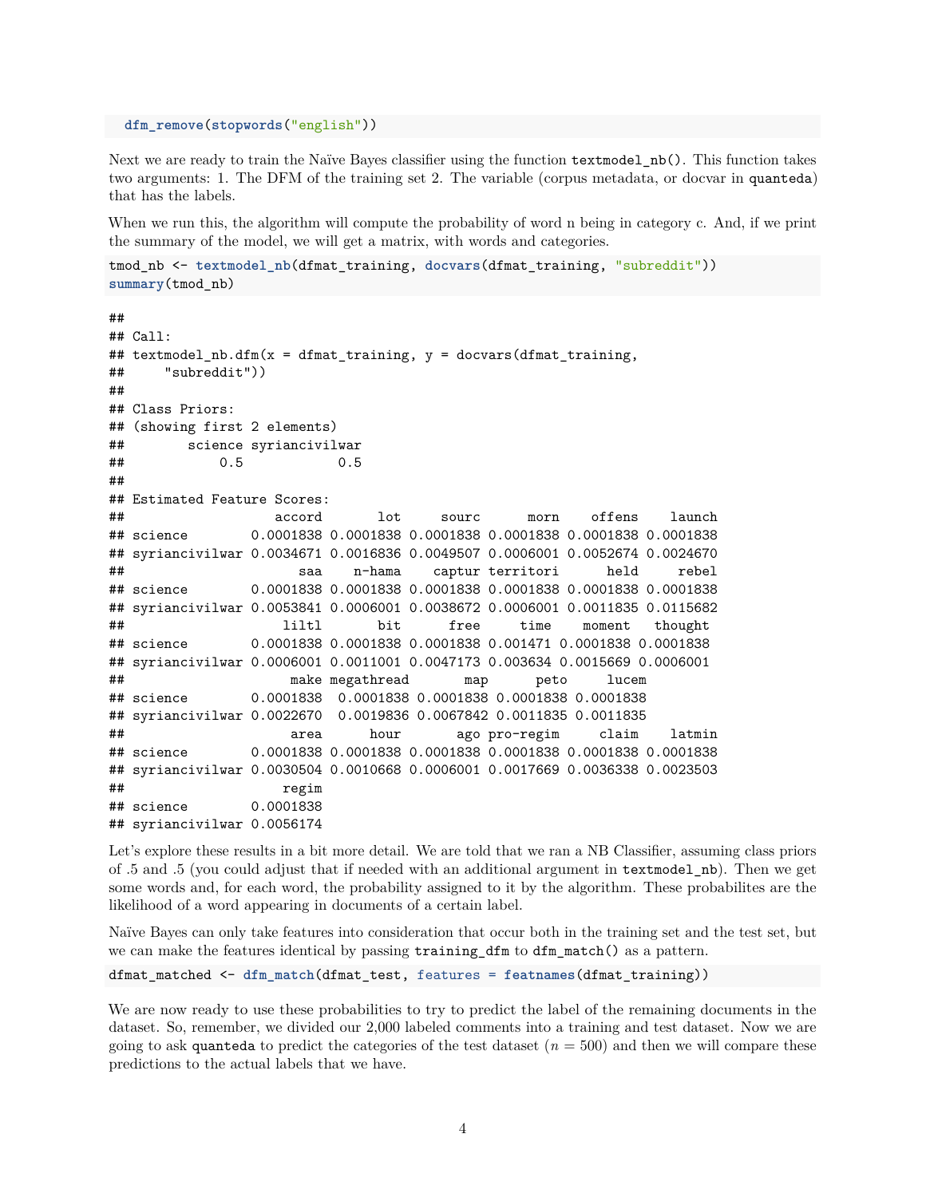```
  dfm_remove(stopwords("english"))
```

Next we are ready to train the Naïve Bayes classifier using the function `textmodel_nb()`. This function takes two arguments: 1. The DFM of the training set 2. The variable (corpus metadata, or docvar in `quanteda`) that has the labels.

When we run this, the algorithm will compute the probability of word n being in category c. And, if we print the summary of the model, we will get a matrix, with words and categories.

```
tmod_nb <- textmodel_nb(dfmat_training, docvars(dfmat_training, "subreddit"))
summary(tmod_nb)
```

```
##
## Call:
## textmodel_nb.dfm(x = dfmat_training, y = docvars(dfmat_training,
##     "subreddit"))
##
## Class Priors:
## (showing first 2 elements)
##        science syriancivilwar
##            0.5            0.5
##
## Estimated Feature Scores:
##                   accord       lot     sourc      morn    offens    launch
## science        0.0001838 0.0001838 0.0001838 0.0001838 0.0001838 0.0001838
## syriancivilwar 0.0034671 0.0016836 0.0049507 0.0006001 0.0052674 0.0024670
##                      saa    n-hama    captur territori      held     rebel
## science        0.0001838 0.0001838 0.0001838 0.0001838 0.0001838 0.0001838
## syriancivilwar 0.0053841 0.0006001 0.0038672 0.0006001 0.0011835 0.0115682
##                    liltl       bit      free     time    moment   thought
## science        0.0001838 0.0001838 0.0001838 0.001471 0.0001838 0.0001838
## syriancivilwar 0.0006001 0.0011001 0.0047173 0.003634 0.0015669 0.0006001
##                     make megathread       map      peto     lucem
## science        0.0001838  0.0001838 0.0001838 0.0001838 0.0001838
## syriancivilwar 0.0022670  0.0019836 0.0067842 0.0011835 0.0011835
##                     area      hour       ago pro-regim     claim    latmin
## science        0.0001838 0.0001838 0.0001838 0.0001838 0.0001838 0.0001838
## syriancivilwar 0.0030504 0.0010668 0.0006001 0.0017669 0.0036338 0.0023503
##                    regim
## science        0.0001838
## syriancivilwar 0.0056174
```

Let's explore these results in a bit more detail. We are told that we ran a NB Classifier, assuming class priors of .5 and .5 (you could adjust that if needed with an additional argument in `textmodel_nb`). Then we get some words and, for each word, the probability assigned to it by the algorithm. These probabilites are the likelihood of a word appearing in documents of a certain label.

Naïve Bayes can only take features into consideration that occur both in the training set and the test set, but we can make the features identical by passing `training_dfm` to `dfm_match()` as a pattern.

```
dfmat_matched <- dfm_match(dfmat_test, features = featnames(dfmat_training))
```

We are now ready to use these probabilities to try to predict the label of the remaining documents in the dataset. So, remember, we divided our 2,000 labeled comments into a training and test dataset. Now we are going to ask `quanteda` to predict the categories of the test dataset ($n = 500$) and then we will compare these predictions to the actual labels that we have.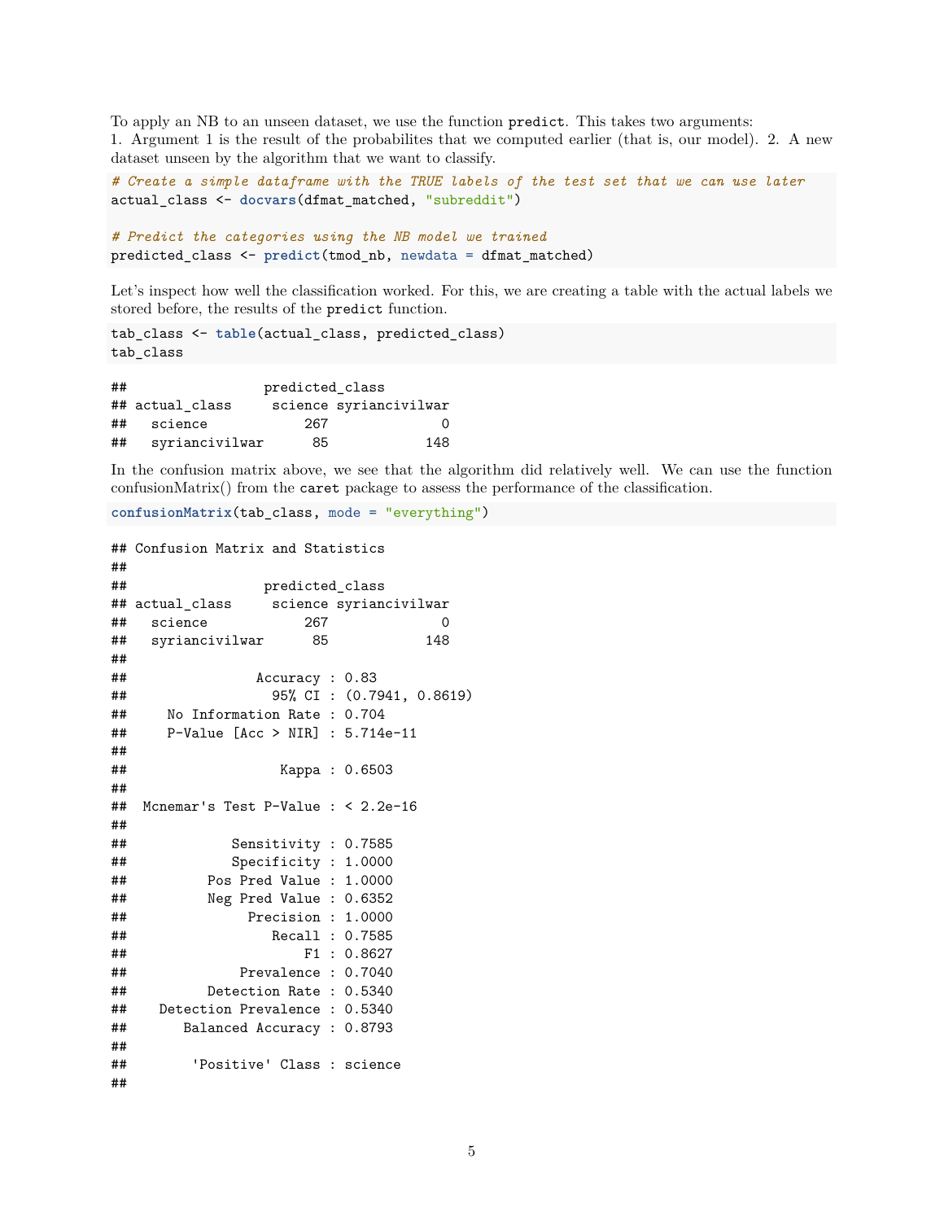To apply an NB to an unseen dataset, we use the function `predict`. This takes two arguments:
1. Argument 1 is the result of the probabilites that we computed earlier (that is, our model). 2. A new dataset unseen by the algorithm that we want to classify.

```
# Create a simple dataframe with the TRUE labels of the test set that we can use later
actual_class <- docvars(dfmat_matched, "subreddit")

# Predict the categories using the NB model we trained
predicted_class <- predict(tmod_nb, newdata = dfmat_matched)
```

Let's inspect how well the classification worked. For this, we are creating a table with the actual labels we stored before, the results of the `predict` function.

```
tab_class <- table(actual_class, predicted_class)
tab_class
```

```
##                 predicted_class
## actual_class     science syriancivilwar
##   science            267              0
##   syriancivilwar      85            148
```

In the confusion matrix above, we see that the algorithm did relatively well. We can use the function confusionMatrix() from the `caret` package to assess the performance of the classification.

```
confusionMatrix(tab_class, mode = "everything")
```

```
## Confusion Matrix and Statistics
##
##                 predicted_class
## actual_class     science syriancivilwar
##   science            267              0
##   syriancivilwar      85            148
##
##                Accuracy : 0.83
##                  95% CI : (0.7941, 0.8619)
##     No Information Rate : 0.704
##     P-Value [Acc > NIR] : 5.714e-11
##
##                   Kappa : 0.6503
##
##  Mcnemar's Test P-Value : < 2.2e-16
##
##             Sensitivity : 0.7585
##             Specificity : 1.0000
##          Pos Pred Value : 1.0000
##          Neg Pred Value : 0.6352
##               Precision : 1.0000
##                  Recall : 0.7585
##                      F1 : 0.8627
##              Prevalence : 0.7040
##          Detection Rate : 0.5340
##    Detection Prevalence : 0.5340
##       Balanced Accuracy : 0.8793
##
##        'Positive' Class : science
##
```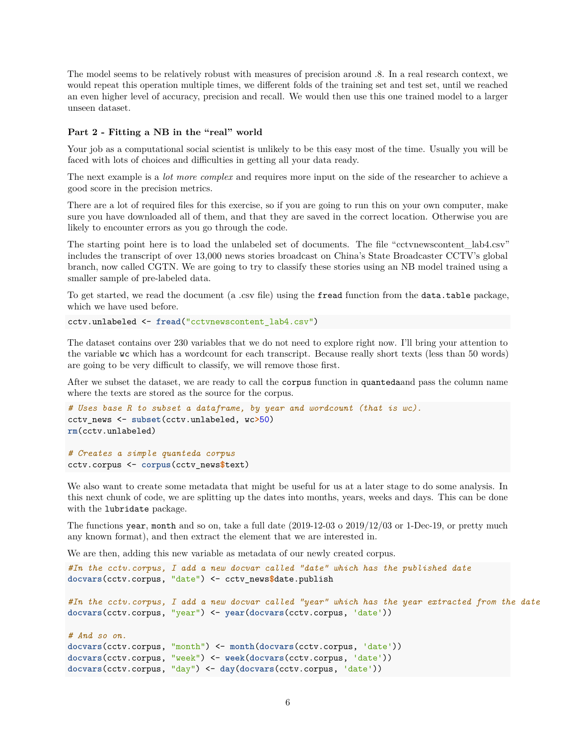The model seems to be relatively robust with measures of precision around .8. In a real research context, we would repeat this operation multiple times, we different folds of the training set and test set, until we reached an even higher level of accuracy, precision and recall. We would then use this one trained model to a larger unseen dataset.

**Part 2 - Fitting a NB in the "real" world**

Your job as a computational social scientist is unlikely to be this easy most of the time. Usually you will be faced with lots of choices and difficulties in getting all your data ready.

The next example is a *lot more complex* and requires more input on the side of the researcher to achieve a good score in the precision metrics.

There are a lot of required files for this exercise, so if you are going to run this on your own computer, make sure you have downloaded all of them, and that they are saved in the correct location. Otherwise you are likely to encounter errors as you go through the code.

The starting point here is to load the unlabeled set of documents. The file "cctvnewscontent_lab4.csv" includes the transcript of over 13,000 news stories broadcast on China's State Broadcaster CCTV's global branch, now called CGTN. We are going to try to classify these stories using an NB model trained using a smaller sample of pre-labeled data.

To get started, we read the document (a .csv file) using the `fread` function from the `data.table` package, which we have used before.

```
cctv.unlabeled <- fread("cctvnewscontent_lab4.csv")
```

The dataset contains over 230 variables that we do not need to explore right now. I'll bring your attention to the variable `wc` which has a wordcount for each transcript. Because really short texts (less than 50 words) are going to be very difficult to classify, we will remove those first.

After we subset the dataset, we are ready to call the `corpus` function in `quanteda`and pass the column name where the texts are stored as the source for the corpus.

```
# Uses base R to subset a dataframe, by year and wordcount (that is wc).
cctv_news <- subset(cctv.unlabeled, wc>50)
rm(cctv.unlabeled)

# Creates a simple quanteda corpus
cctv.corpus <- corpus(cctv_news$text)
```

We also want to create some metadata that might be useful for us at a later stage to do some analysis. In this next chunk of code, we are splitting up the dates into months, years, weeks and days. This can be done with the `lubridate` package.

The functions `year`, `month` and so on, take a full date (2019-12-03 o 2019/12/03 or 1-Dec-19, or pretty much any known format), and then extract the element that we are interested in.

We are then, adding this new variable as metadata of our newly created corpus.

```
#In the cctv.corpus, I add a new docvar called "date" which has the published date
docvars(cctv.corpus, "date") <- cctv_news$date.publish

#In the cctv.corpus, I add a new docvar called "year" which has the year extracted from the date
docvars(cctv.corpus, "year") <- year(docvars(cctv.corpus, 'date'))

# And so on.
docvars(cctv.corpus, "month") <- month(docvars(cctv.corpus, 'date'))
docvars(cctv.corpus, "week") <- week(docvars(cctv.corpus, 'date'))
docvars(cctv.corpus, "day") <- day(docvars(cctv.corpus, 'date'))
```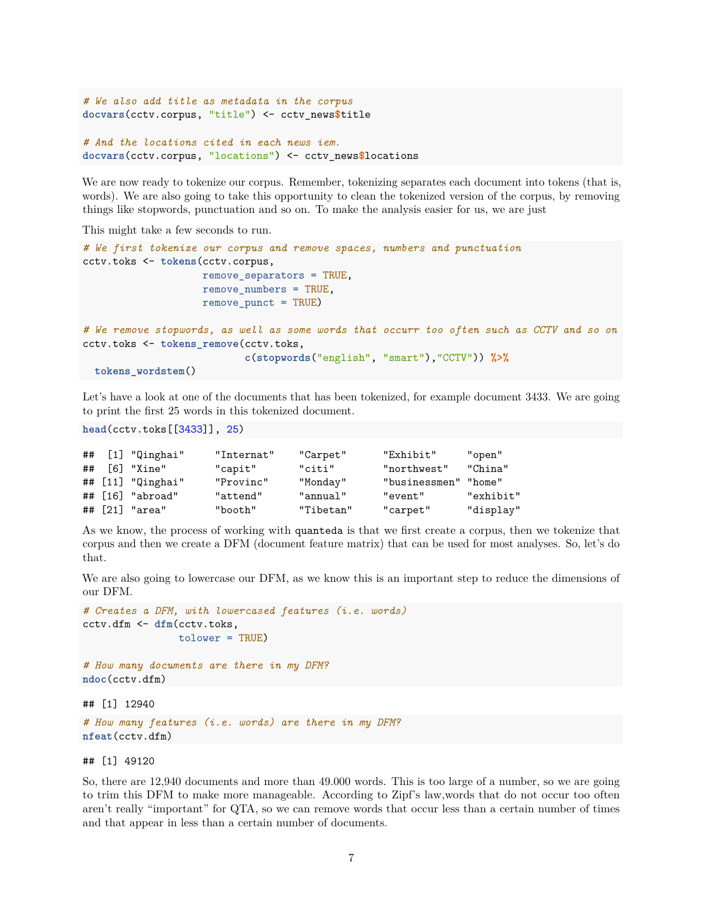```
# We also add title as metadata in the corpus
docvars(cctv.corpus, "title") <- cctv_news$title

# And the locations cited in each news iem.
docvars(cctv.corpus, "locations") <- cctv_news$locations
```

We are now ready to tokenize our corpus. Remember, tokenizing separates each document into tokens (that is, words). We are also going to take this opportunity to clean the tokenized version of the corpus, by removing things like stopwords, punctuation and so on. To make the analysis easier for us, we are just

This might take a few seconds to run.

```
# We first tokenize our corpus and remove spaces, numbers and punctuation
cctv.toks <- tokens(cctv.corpus,
                    remove_separators = TRUE,
                    remove_numbers = TRUE,
                    remove_punct = TRUE)

# We remove stopwords, as well as some words that occurr too often such as CCTV and so on
cctv.toks <- tokens_remove(cctv.toks,
                           c(stopwords("english", "smart"),"CCTV")) %>%
  tokens_wordstem()
```

Let's have a look at one of the documents that has been tokenized, for example document 3433. We are going to print the first 25 words in this tokenized document.

```
head(cctv.toks[[3433]], 25)
```

```
##  [1] "Qinghai"     "Internat"    "Carpet"      "Exhibit"     "open"
##  [6] "Xine"        "capit"       "citi"        "northwest"   "China"
## [11] "Qinghai"     "Provinc"     "Monday"      "businessmen" "home"
## [16] "abroad"      "attend"      "annual"      "event"       "exhibit"
## [21] "area"        "booth"       "Tibetan"     "carpet"      "display"
```

As we know, the process of working with `quanteda` is that we first create a corpus, then we tokenize that corpus and then we create a DFM (document feature matrix) that can be used for most analyses. So, let's do that.

We are also going to lowercase our DFM, as we know this is an important step to reduce the dimensions of our DFM.

```
# Creates a DFM, with lowercased features (i.e. words)
cctv.dfm <- dfm(cctv.toks,
                tolower = TRUE)

# How many documents are there in my DFM?
ndoc(cctv.dfm)
```

```
## [1] 12940
```

```
# How many features (i.e. words) are there in my DFM?
nfeat(cctv.dfm)
```

```
## [1] 49120
```

So, there are 12,940 documents and more than 49.000 words. This is too large of a number, so we are going to trim this DFM to make more manageable. According to Zipf's law,words that do not occur too often aren't really "important" for QTA, so we can remove words that occur less than a certain number of times and that appear in less than a certain number of documents.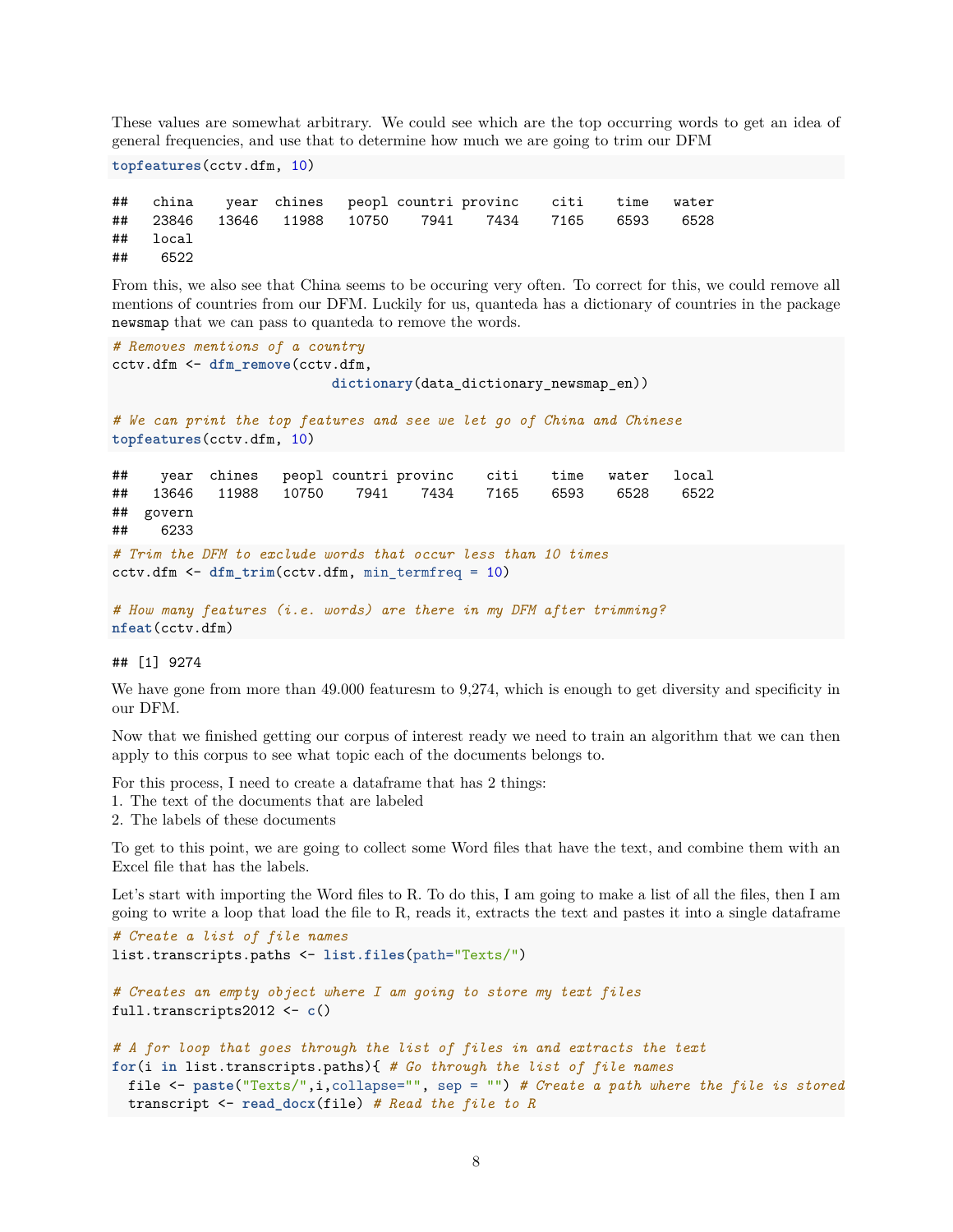These values are somewhat arbitrary. We could see which are the top occurring words to get an idea of general frequencies, and use that to determine how much we are going to trim our DFM

```
topfeatures(cctv.dfm, 10)
```

```
##   china    year  chines   peopl countri provinc    citi    time   water
##   23846   13646   11988   10750    7941    7434    7165    6593    6528
##   local
##    6522
```

From this, we also see that China seems to be occuring very often. To correct for this, we could remove all mentions of countries from our DFM. Luckily for us, quanteda has a dictionary of countries in the package newsmap that we can pass to quanteda to remove the words.

```
# Removes mentions of a country
cctv.dfm <- dfm_remove(cctv.dfm,
                       dictionary(data_dictionary_newsmap_en))

# We can print the top features and see we let go of China and Chinese
topfeatures(cctv.dfm, 10)
```

```
##    year  chines   peopl countri provinc    citi    time   water   local
##   13646   11988   10750    7941    7434    7165    6593    6528    6522
##  govern
##    6233
```

```
# Trim the DFM to exclude words that occur less than 10 times
cctv.dfm <- dfm_trim(cctv.dfm, min_termfreq = 10)

# How many features (i.e. words) are there in my DFM after trimming?
nfeat(cctv.dfm)
```

```
## [1] 9274
```

We have gone from more than 49.000 featuresm to 9,274, which is enough to get diversity and specificity in our DFM.

Now that we finished getting our corpus of interest ready we need to train an algorithm that we can then apply to this corpus to see what topic each of the documents belongs to.

For this process, I need to create a dataframe that has 2 things:
1. The text of the documents that are labeled
2. The labels of these documents

To get to this point, we are going to collect some Word files that have the text, and combine them with an Excel file that has the labels.

Let's start with importing the Word files to R. To do this, I am going to make a list of all the files, then I am going to write a loop that load the file to R, reads it, extracts the text and pastes it into a single dataframe

```
# Create a list of file names
list.transcripts.paths <- list.files(path="Texts/")

# Creates an empty object where I am going to store my text files
full.transcripts2012 <- c()

# A for loop that goes through the list of files in and extracts the text
for(i in list.transcripts.paths){ # Go through the list of file names
  file <- paste("Texts/",i,collapse="", sep = "") # Create a path where the file is stored
  transcript <- read_docx(file) # Read the file to R
```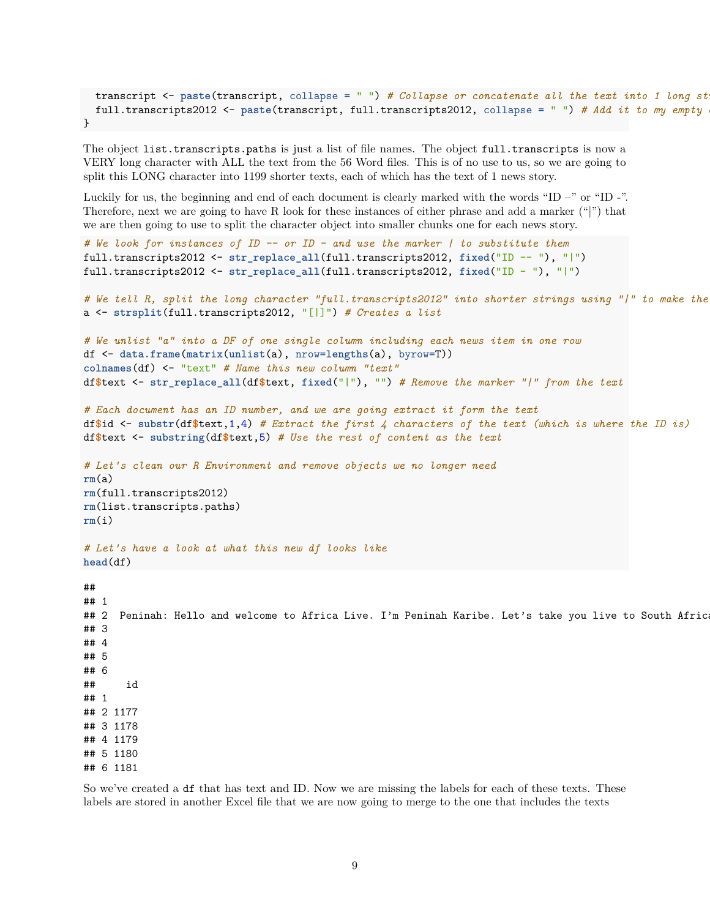```
  transcript <- paste(transcript, collapse = " ") # Collapse or concatenate all the text into 1 long st
  full.transcripts2012 <- paste(transcript, full.transcripts2012, collapse = " ") # Add it to my empty 
}
```

The object `list.transcripts.paths` is just a list of file names. The object `full.transcripts` is now a VERY long character with ALL the text from the 56 Word files. This is of no use to us, so we are going to split this LONG character into 1199 shorter texts, each of which has the text of 1 news story.

Luckily for us, the beginning and end of each document is clearly marked with the words "ID –" or "ID -". Therefore, next we are going to have R look for these instances of either phrase and add a marker ("|") that we are then going to use to split the character object into smaller chunks one for each news story.

```
# We look for instances of ID -- or ID - and use the marker | to substitute them
full.transcripts2012 <- str_replace_all(full.transcripts2012, fixed("ID -- "), "|")
full.transcripts2012 <- str_replace_all(full.transcripts2012, fixed("ID - "), "|")

# We tell R, split the long character "full.transcripts2012" into shorter strings using "|" to make the
a <- strsplit(full.transcripts2012, "[|]") # Creates a list

# We unlist "a" into a DF of one single column including each news item in one row
df <- data.frame(matrix(unlist(a), nrow=lengths(a), byrow=T))
colnames(df) <- "text" # Name this new column "text"
df$text <- str_replace_all(df$text, fixed("|"), "") # Remove the marker "|" from the text

# Each document has an ID number, and we are going extract it form the text
df$id <- substr(df$text,1,4) # Extract the first 4 characters of the text (which is where the ID is)
df$text <- substring(df$text,5) # Use the rest of content as the text

# Let's clean our R Environment and remove objects we no longer need
rm(a)
rm(full.transcripts2012)
rm(list.transcripts.paths)
rm(i)

# Let's have a look at what this new df looks like
head(df)
```

```
##
## 1
## 2  Peninah: Hello and welcome to Africa Live. I'm Peninah Karibe. Let's take you live to South Africa
## 3
## 4
## 5
## 6
##     id
## 1
## 2 1177
## 3 1178
## 4 1179
## 5 1180
## 6 1181
```

So we've created a `df` that has text and ID. Now we are missing the labels for each of these texts. These labels are stored in another Excel file that we are now going to merge to the one that includes the texts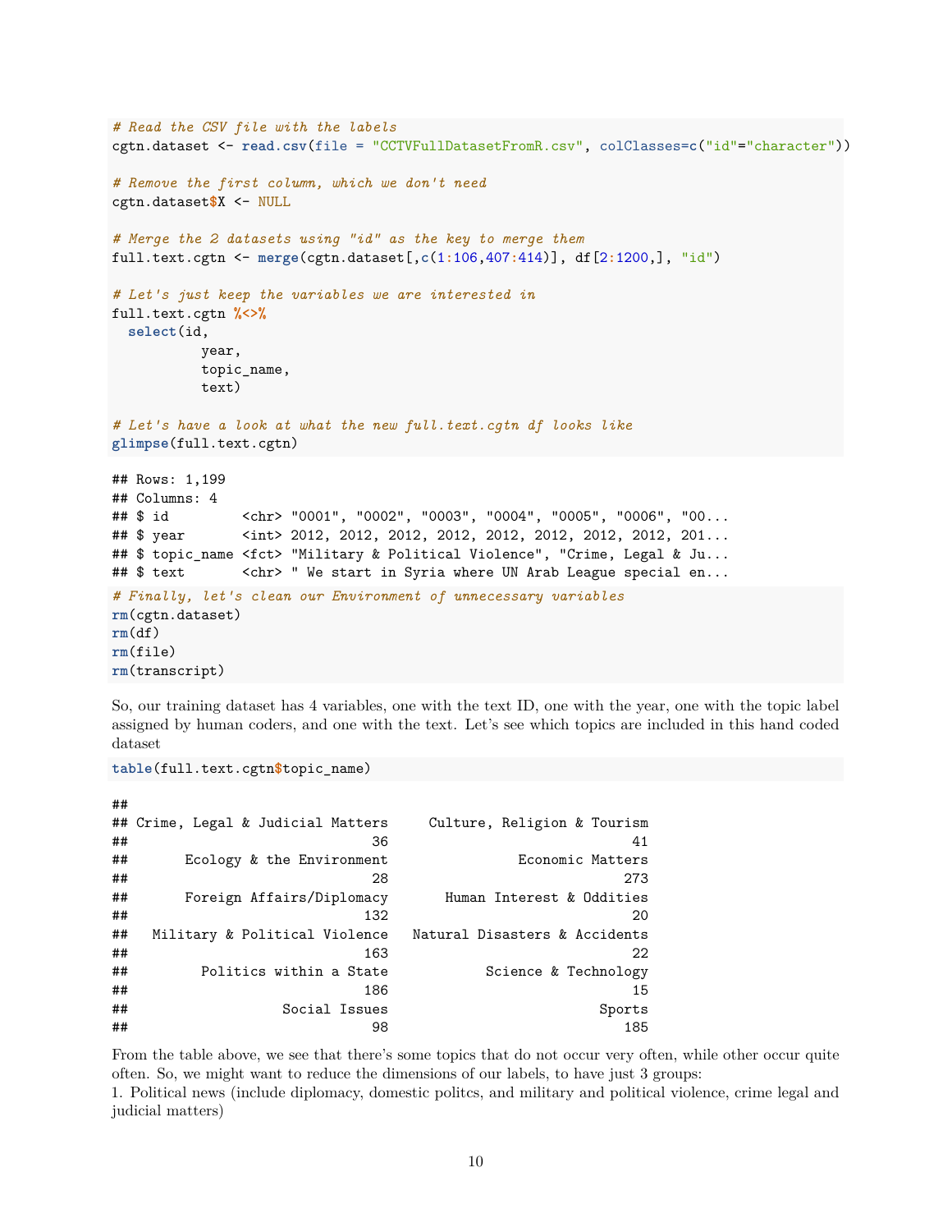```r
# Read the CSV file with the labels
cgtn.dataset <- read.csv(file = "CCTVFullDatasetFromR.csv", colClasses=c("id"="character"))

# Remove the first column, which we don't need
cgtn.dataset$X <- NULL

# Merge the 2 datasets using "id" as the key to merge them
full.text.cgtn <- merge(cgtn.dataset[,c(1:106,407:414)], df[2:1200,], "id")

# Let's just keep the variables we are interested in
full.text.cgtn %<>%
  select(id,
         year,
         topic_name,
         text)

# Let's have a look at what the new full.text.cgtn df looks like
glimpse(full.text.cgtn)
```

```
## Rows: 1,199
## Columns: 4
## $ id         <chr> "0001", "0002", "0003", "0004", "0005", "0006", "00...
## $ year       <int> 2012, 2012, 2012, 2012, 2012, 2012, 2012, 2012, 201...
## $ topic_name <fct> "Military & Political Violence", "Crime, Legal & Ju...
## $ text       <chr> " We start in Syria where UN Arab League special en...
```

```r
# Finally, let's clean our Environment of unnecessary variables
rm(cgtn.dataset)
rm(df)
rm(file)
rm(transcript)
```

So, our training dataset has 4 variables, one with the text ID, one with the year, one with the topic label assigned by human coders, and one with the text. Let's see which topics are included in this hand coded dataset

```r
table(full.text.cgtn$topic_name)
```

```
##
## Crime, Legal & Judicial Matters     Culture, Religion & Tourism
##                              36                              41
##       Ecology & the Environment                Economic Matters
##                              28                             273
##       Foreign Affairs/Diplomacy       Human Interest & Oddities
##                             132                              20
##   Military & Political Violence   Natural Disasters & Accidents
##                             163                              22
##         Politics within a State            Science & Technology
##                             186                              15
##                   Social Issues                          Sports
##                              98                             185
```

From the table above, we see that there's some topics that do not occur very often, while other occur quite often. So, we might want to reduce the dimensions of our labels, to have just 3 groups:

1. Political news (include diplomacy, domestic politcs, and military and political violence, crime legal and judicial matters)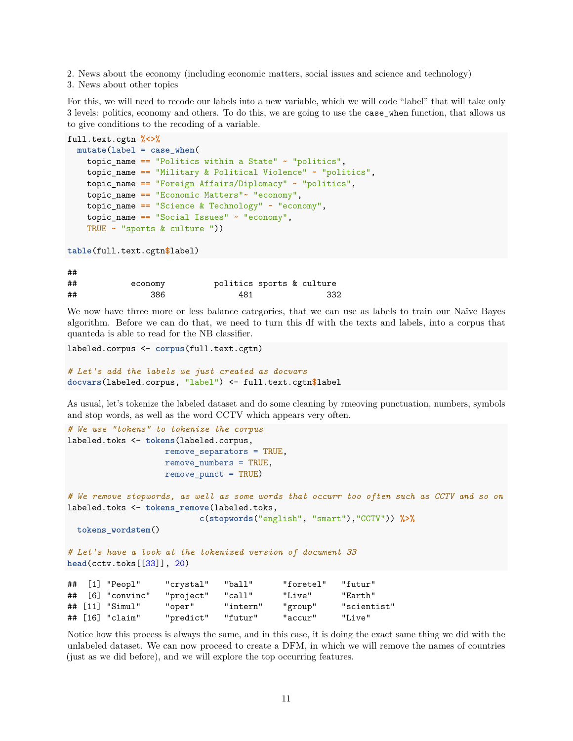2. News about the economy (including economic matters, social issues and science and technology)
3. News about other topics

For this, we will need to recode our labels into a new variable, which we will code "label" that will take only 3 levels: politics, economy and others. To do this, we are going to use the `case_when` function, that allows us to give conditions to the recoding of a variable.

```
full.text.cgtn %<>%
  mutate(label = case_when(
    topic_name == "Politics within a State" ~ "politics",
    topic_name == "Military & Political Violence" ~ "politics",
    topic_name == "Foreign Affairs/Diplomacy" ~ "politics",
    topic_name == "Economic Matters"~ "economy",
    topic_name == "Science & Technology" ~ "economy",
    topic_name == "Social Issues" ~ "economy",
    TRUE ~ "sports & culture "))

table(full.text.cgtn$label)
```

```
##
##           economy          politics sports & culture
##               386               481               332
```

We now have three more or less balance categories, that we can use as labels to train our Naïve Bayes algorithm. Before we can do that, we need to turn this df with the texts and labels, into a corpus that quanteda is able to read for the NB classifier.

```
labeled.corpus <- corpus(full.text.cgtn)

# Let's add the labels we just created as docvars
docvars(labeled.corpus, "label") <- full.text.cgtn$label
```

As usual, let's tokenize the labeled dataset and do some cleaning by rmeoving punctuation, numbers, symbols and stop words, as well as the word CCTV which appears very often.

```
# We use "tokens" to tokenize the corpus
labeled.toks <- tokens(labeled.corpus,
                    remove_separators = TRUE,
                    remove_numbers = TRUE,
                    remove_punct = TRUE)

# We remove stopwords, as well as some words that occurr too often such as CCTV and so on
labeled.toks <- tokens_remove(labeled.toks,
                              c(stopwords("english", "smart"),"CCTV")) %>%
  tokens_wordstem()

# Let's have a look at the tokenized version of document 33
head(cctv.toks[[33]], 20)
```

```
##  [1] "Peopl"     "crystal"   "ball"      "foretel"   "futur"
##  [6] "convinc"   "project"   "call"      "Live"      "Earth"
## [11] "Simul"     "oper"      "intern"    "group"     "scientist"
## [16] "claim"     "predict"   "futur"     "accur"     "Live"
```

Notice how this process is always the same, and in this case, it is doing the exact same thing we did with the unlabeled dataset. We can now proceed to create a DFM, in which we will remove the names of countries (just as we did before), and we will explore the top occurring features.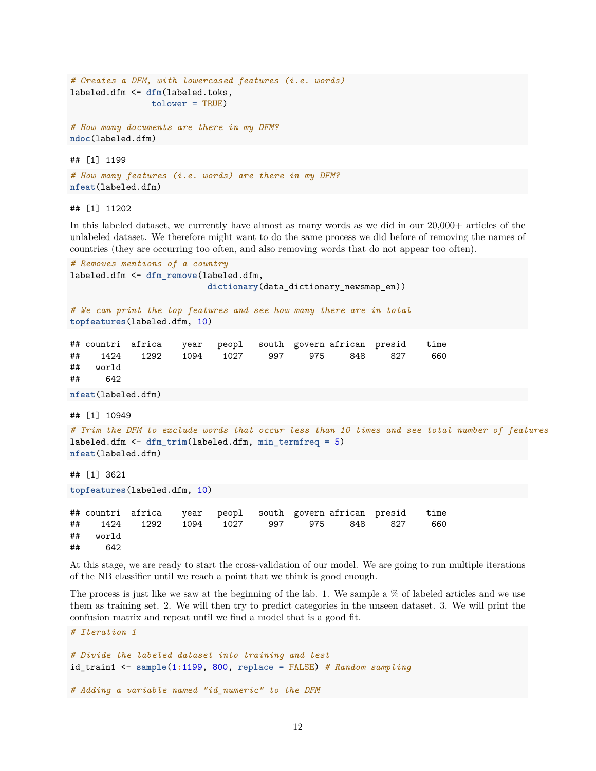```r
# Creates a DFM, with lowercased features (i.e. words)
labeled.dfm <- dfm(labeled.toks,
                   tolower = TRUE)

# How many documents are there in my DFM?
ndoc(labeled.dfm)
```

```
## [1] 1199
```

```r
# How many features (i.e. words) are there in my DFM?
nfeat(labeled.dfm)
```

```
## [1] 11202
```

In this labeled dataset, we currently have almost as many words as we did in our 20,000+ articles of the unlabeled dataset. We therefore might want to do the same process we did before of removing the names of countries (they are occurring too often, and also removing words that do not appear too often).

```r
# Removes mentions of a country
labeled.dfm <- dfm_remove(labeled.dfm,
                          dictionary(data_dictionary_newsmap_en))

# We can print the top features and see how many there are in total
topfeatures(labeled.dfm, 10)
```

```
## countri  africa    year   peopl   south  govern african  presid    time
##    1424    1292    1094    1027     997     975     848     827     660
##   world
##     642
```

```r
nfeat(labeled.dfm)
```

```
## [1] 10949
```

```r
# Trim the DFM to exclude words that occur less than 10 times and see total number of features
labeled.dfm <- dfm_trim(labeled.dfm, min_termfreq = 5)
nfeat(labeled.dfm)
```

```
## [1] 3621
```

```r
topfeatures(labeled.dfm, 10)
```

```
## countri  africa    year   peopl   south  govern african  presid    time
##    1424    1292    1094    1027     997     975     848     827     660
##   world
##     642
```

At this stage, we are ready to start the cross-validation of our model. We are going to run multiple iterations of the NB classifier until we reach a point that we think is good enough.

The process is just like we saw at the beginning of the lab. 1. We sample a % of labeled articles and we use them as training set. 2. We will then try to predict categories in the unseen dataset. 3. We will print the confusion matrix and repeat until we find a model that is a good fit.

```r
# Iteration 1

# Divide the labeled dataset into training and test
id_train1 <- sample(1:1199, 800, replace = FALSE) # Random sampling

# Adding a variable named "id_numeric" to the DFM
```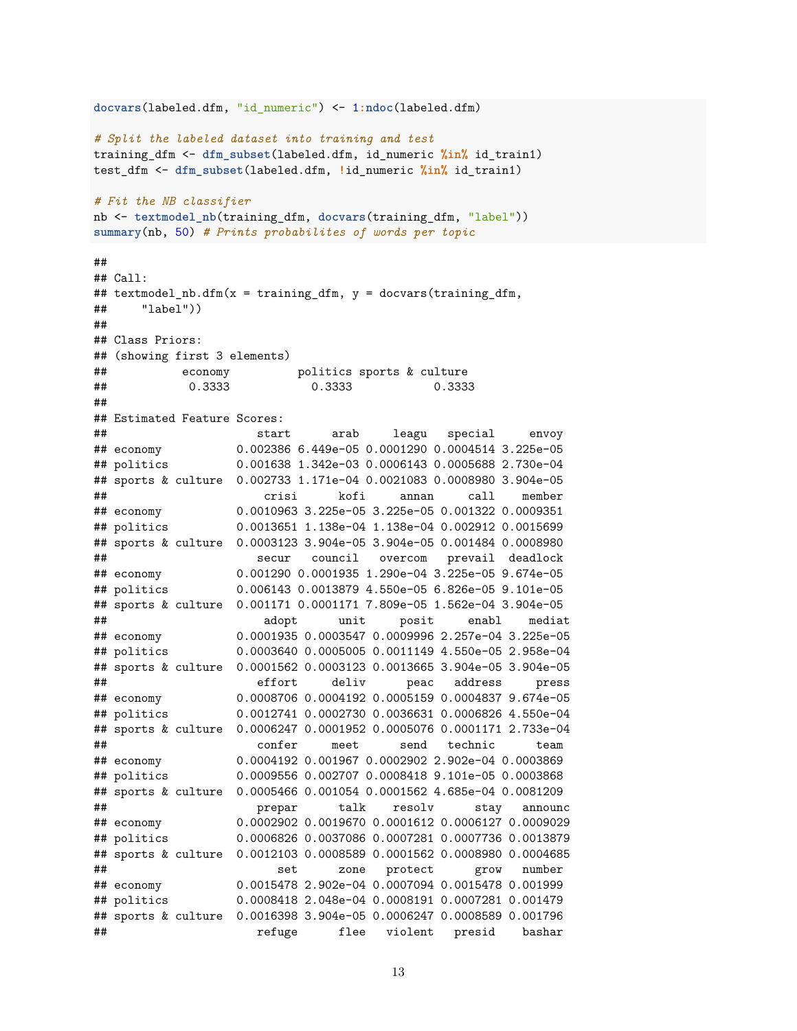```r
docvars(labeled.dfm, "id_numeric") <- 1:ndoc(labeled.dfm)

# Split the labeled dataset into training and test
training_dfm <- dfm_subset(labeled.dfm, id_numeric %in% id_train1)
test_dfm <- dfm_subset(labeled.dfm, !id_numeric %in% id_train1)

# Fit the NB classifier
nb <- textmodel_nb(training_dfm, docvars(training_dfm, "label"))
summary(nb, 50) # Prints probabilites of words per topic
```

```
##
## Call:
## textmodel_nb.dfm(x = training_dfm, y = docvars(training_dfm,
##     "label"))
##
## Class Priors:
## (showing first 3 elements)
##          economy          politics sports & culture
##           0.3333            0.3333           0.3333
##
## Estimated Feature Scores:
##                     start      arab     leagu   special     envoy
## economy          0.002386 6.449e-05 0.0001290 0.0004514 3.225e-05
## politics         0.001638 1.342e-03 0.0006143 0.0005688 2.730e-04
## sports & culture 0.002733 1.171e-04 0.0021083 0.0008980 3.904e-05
##                      crisi      kofi     annan     call    member
## economy          0.0010963 3.225e-05 3.225e-05 0.001322 0.0009351
## politics         0.0013651 1.138e-04 1.138e-04 0.002912 0.0015699
## sports & culture 0.0003123 3.904e-05 3.904e-05 0.001484 0.0008980
##                     secur   council   overcom   prevail  deadlock
## economy          0.001290 0.0001935 1.290e-04 3.225e-05 9.674e-05
## politics         0.006143 0.0013879 4.550e-05 6.826e-05 9.101e-05
## sports & culture 0.001171 0.0001171 7.809e-05 1.562e-04 3.904e-05
##                      adopt      unit     posit     enabl    mediat
## economy          0.0001935 0.0003547 0.0009996 2.257e-04 3.225e-05
## politics         0.0003640 0.0005005 0.0011149 4.550e-05 2.958e-04
## sports & culture 0.0001562 0.0003123 0.0013665 3.904e-05 3.904e-05
##                     effort     deliv      peac   address     press
## economy          0.0008706 0.0004192 0.0005159 0.0004837 9.674e-05
## politics         0.0012741 0.0002730 0.0036631 0.0006826 4.550e-04
## sports & culture 0.0006247 0.0001952 0.0005076 0.0001171 2.733e-04
##                     confer      meet      send   technic      team
## economy          0.0004192 0.001967 0.0002902 2.902e-04 0.0003869
## politics         0.0009556 0.002707 0.0008418 9.101e-05 0.0003868
## sports & culture 0.0005466 0.001054 0.0001562 4.685e-04 0.0081209
##                     prepar      talk    resolv      stay   announc
## economy          0.0002902 0.0019670 0.0001612 0.0006127 0.0009029
## politics         0.0006826 0.0037086 0.0007281 0.0007736 0.0013879
## sports & culture 0.0012103 0.0008589 0.0001562 0.0008980 0.0004685
##                        set      zone   protect      grow   number
## economy          0.0015478 2.902e-04 0.0007094 0.0015478 0.001999
## politics         0.0008418 2.048e-04 0.0008191 0.0007281 0.001479
## sports & culture 0.0016398 3.904e-05 0.0006247 0.0008589 0.001796
##                     refuge      flee   violent    presid    bashar
```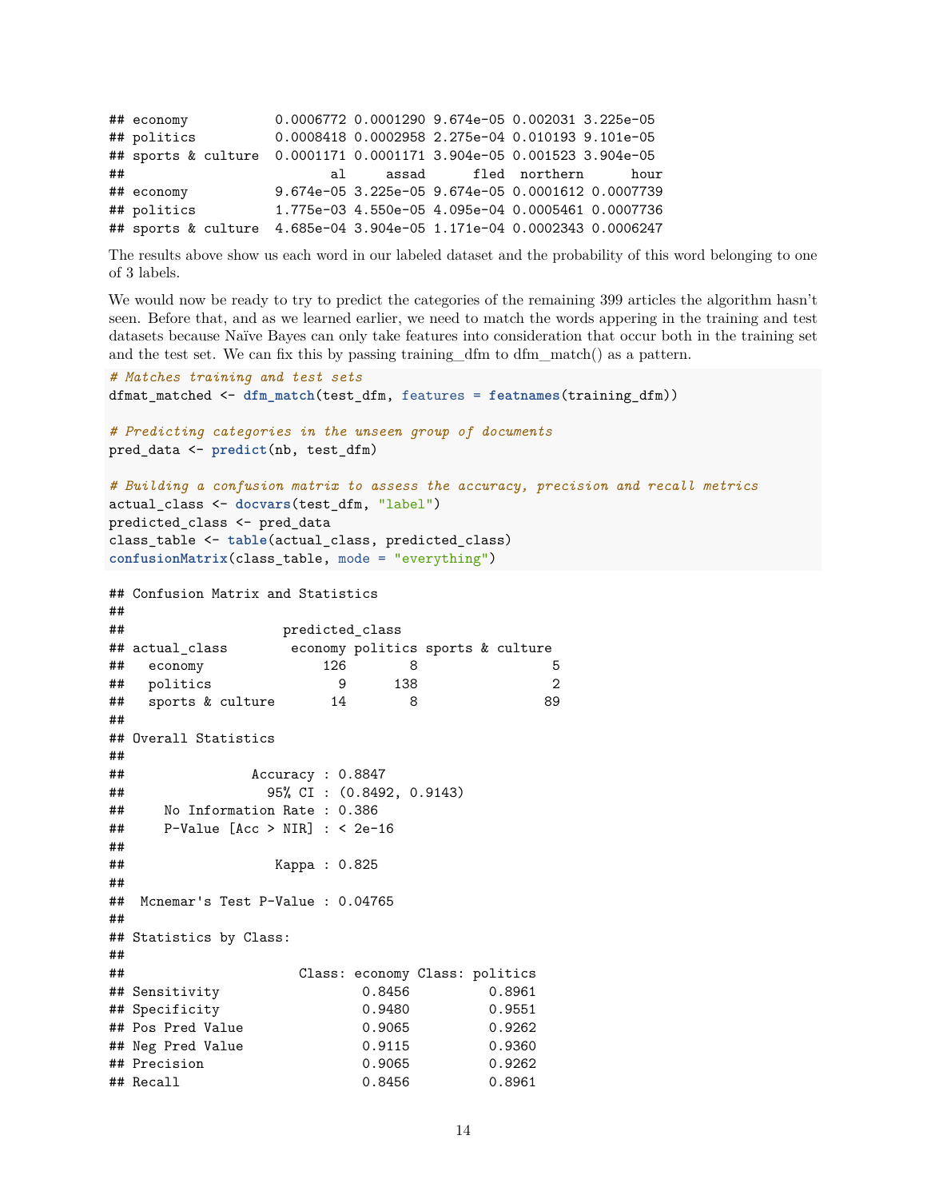```
## economy           0.0006772 0.0001290 9.674e-05 0.002031 3.225e-05
## politics          0.0008418 0.0002958 2.275e-04 0.010193 9.101e-05
## sports & culture  0.0001171 0.0001171 3.904e-05 0.001523 3.904e-05
##                          al     assad      fled  northern      hour
## economy           9.674e-05 3.225e-05 9.674e-05 0.0001612 0.0007739
## politics          1.775e-03 4.550e-05 4.095e-04 0.0005461 0.0007736
## sports & culture  4.685e-04 3.904e-05 1.171e-04 0.0002343 0.0006247
```

The results above show us each word in our labeled dataset and the probability of this word belonging to one of 3 labels.

We would now be ready to try to predict the categories of the remaining 399 articles the algorithm hasn't seen. Before that, and as we learned earlier, we need to match the words appering in the training and test datasets because Naïve Bayes can only take features into consideration that occur both in the training set and the test set. We can fix this by passing training_dfm to dfm_match() as a pattern.

```
# Matches training and test sets
dfmat_matched <- dfm_match(test_dfm, features = featnames(training_dfm))

# Predicting categories in the unseen group of documents
pred_data <- predict(nb, test_dfm)

# Building a confusion matrix to assess the accuracy, precision and recall metrics
actual_class <- docvars(test_dfm, "label")
predicted_class <- pred_data
class_table <- table(actual_class, predicted_class)
confusionMatrix(class_table, mode = "everything")
```

```
## Confusion Matrix and Statistics
##
##                   predicted_class
## actual_class        economy politics sports & culture
##   economy               126        8                5
##   politics                9      138                2
##   sports & culture       14        8               89
##
## Overall Statistics
##
##                Accuracy : 0.8847
##                  95% CI : (0.8492, 0.9143)
##     No Information Rate : 0.386
##     P-Value [Acc > NIR] : < 2e-16
##
##                   Kappa : 0.825
##
##  Mcnemar's Test P-Value : 0.04765
##
## Statistics by Class:
##
##                      Class: economy Class: politics
## Sensitivity                  0.8456          0.8961
## Specificity                  0.9480          0.9551
## Pos Pred Value               0.9065          0.9262
## Neg Pred Value               0.9115          0.9360
## Precision                    0.9065          0.9262
## Recall                       0.8456          0.8961
```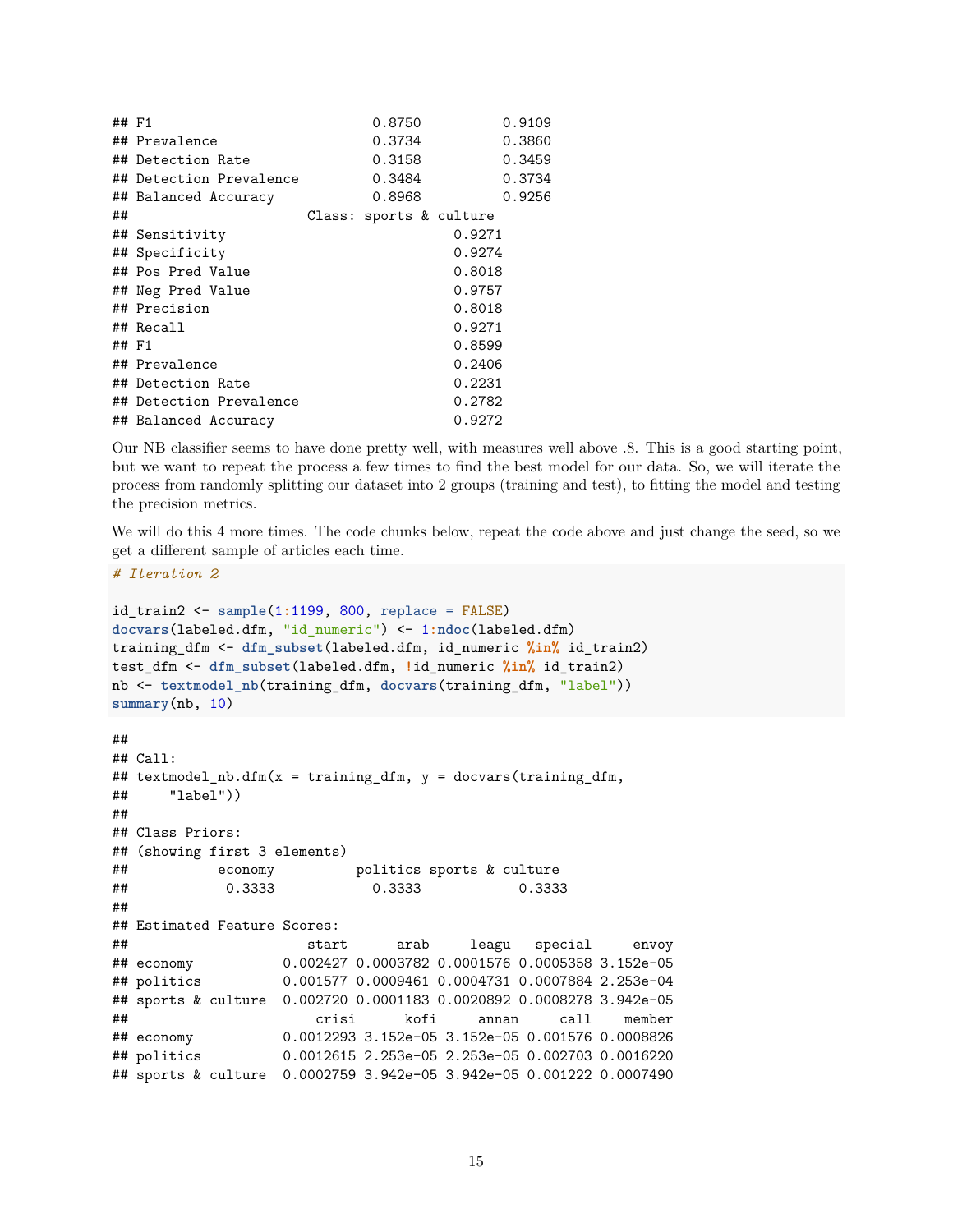```
## F1                          0.8750          0.9109
## Prevalence                  0.3734          0.3860
## Detection Rate              0.3158          0.3459
## Detection Prevalence        0.3484          0.3734
## Balanced Accuracy           0.8968          0.9256
##                      Class: sports & culture
## Sensitivity                           0.9271
## Specificity                           0.9274
## Pos Pred Value                        0.8018
## Neg Pred Value                        0.9757
## Precision                             0.8018
## Recall                                0.9271
## F1                                    0.8599
## Prevalence                            0.2406
## Detection Rate                        0.2231
## Detection Prevalence                  0.2782
## Balanced Accuracy                     0.9272
```

Our NB classifier seems to have done pretty well, with measures well above .8. This is a good starting point, but we want to repeat the process a few times to find the best model for our data. So, we will iterate the process from randomly splitting our dataset into 2 groups (training and test), to fitting the model and testing the precision metrics.

We will do this 4 more times. The code chunks below, repeat the code above and just change the seed, so we get a different sample of articles each time.

```r
# Iteration 2

id_train2 <- sample(1:1199, 800, replace = FALSE)
docvars(labeled.dfm, "id_numeric") <- 1:ndoc(labeled.dfm)
training_dfm <- dfm_subset(labeled.dfm, id_numeric %in% id_train2)
test_dfm <- dfm_subset(labeled.dfm, !id_numeric %in% id_train2)
nb <- textmodel_nb(training_dfm, docvars(training_dfm, "label"))
summary(nb, 10)
```

```
##
## Call:
## textmodel_nb.dfm(x = training_dfm, y = docvars(training_dfm,
##     "label"))
##
## Class Priors:
## (showing first 3 elements)
##           economy          politics sports & culture
##            0.3333            0.3333            0.3333
##
## Estimated Feature Scores:
##                      start      arab     leagu   special     envoy
## economy           0.002427 0.0003782 0.0001576 0.0005358 3.152e-05
## politics          0.001577 0.0009461 0.0004731 0.0007884 2.253e-04
## sports & culture  0.002720 0.0001183 0.0020892 0.0008278 3.942e-05
##                      crisi      kofi     annan      call    member
## economy           0.0012293 3.152e-05 3.152e-05 0.001576 0.0008826
## politics          0.0012615 2.253e-05 2.253e-05 0.002703 0.0016220
## sports & culture  0.0002759 3.942e-05 3.942e-05 0.001222 0.0007490
```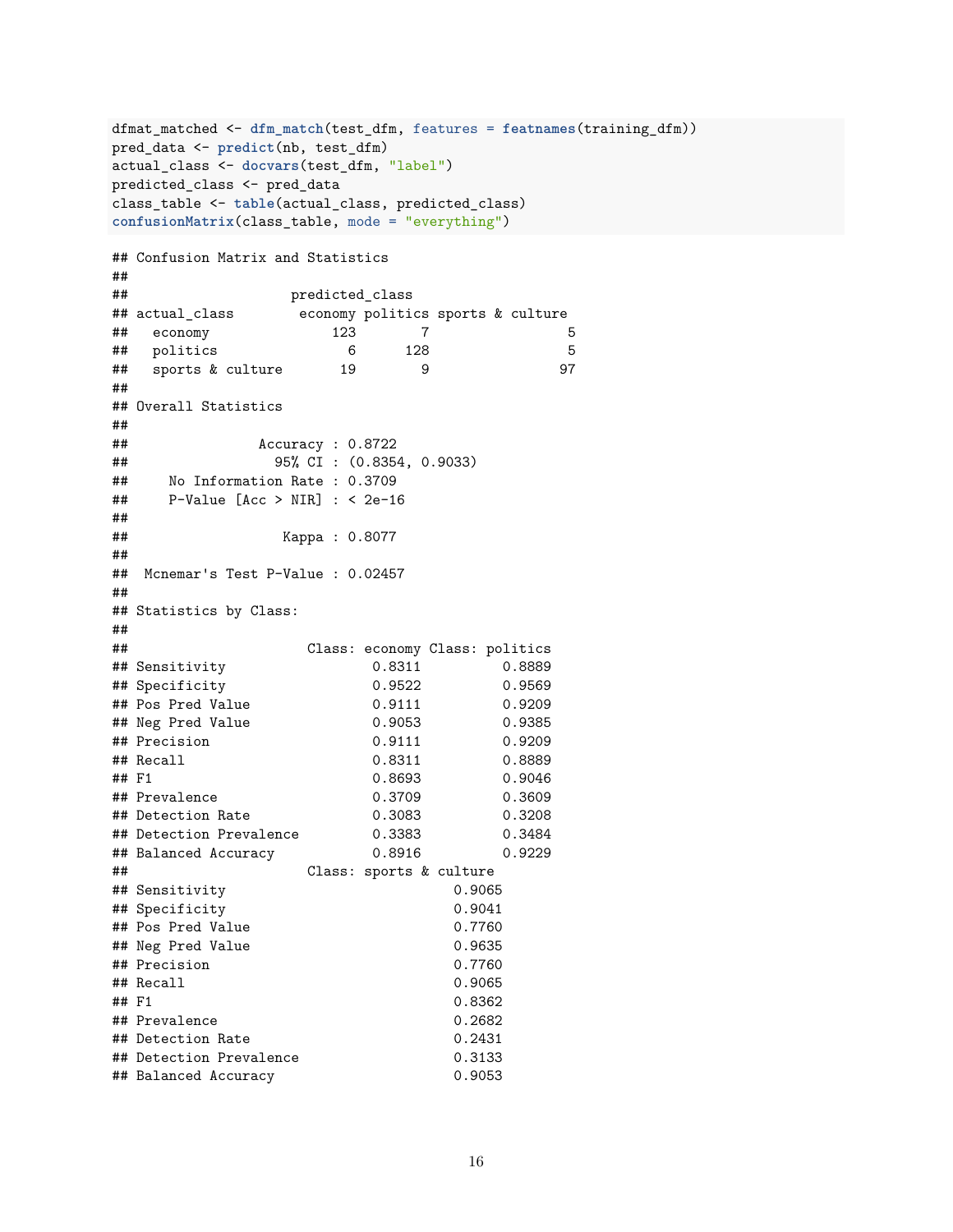```r
dfmat_matched <- dfm_match(test_dfm, features = featnames(training_dfm))
pred_data <- predict(nb, test_dfm)
actual_class <- docvars(test_dfm, "label")
predicted_class <- pred_data
class_table <- table(actual_class, predicted_class)
confusionMatrix(class_table, mode = "everything")
```

```
## Confusion Matrix and Statistics
##
##                    predicted_class
## actual_class        economy politics sports & culture
##   economy               123        7                5
##   politics                6      128                5
##   sports & culture       19        9               97
##
## Overall Statistics
##
##                Accuracy : 0.8722
##                  95% CI : (0.8354, 0.9033)
##     No Information Rate : 0.3709
##     P-Value [Acc > NIR] : < 2e-16
##
##                   Kappa : 0.8077
##
##  Mcnemar's Test P-Value : 0.02457
##
## Statistics by Class:
##
##                      Class: economy Class: politics
## Sensitivity                  0.8311          0.8889
## Specificity                  0.9522          0.9569
## Pos Pred Value               0.9111          0.9209
## Neg Pred Value               0.9053          0.9385
## Precision                    0.9111          0.9209
## Recall                       0.8311          0.8889
## F1                           0.8693          0.9046
## Prevalence                   0.3709          0.3609
## Detection Rate               0.3083          0.3208
## Detection Prevalence         0.3383          0.3484
## Balanced Accuracy            0.8916          0.9229
##                      Class: sports & culture
## Sensitivity                           0.9065
## Specificity                           0.9041
## Pos Pred Value                        0.7760
## Neg Pred Value                        0.9635
## Precision                             0.7760
## Recall                                0.9065
## F1                                    0.8362
## Prevalence                            0.2682
## Detection Rate                        0.2431
## Detection Prevalence                  0.3133
## Balanced Accuracy                     0.9053
```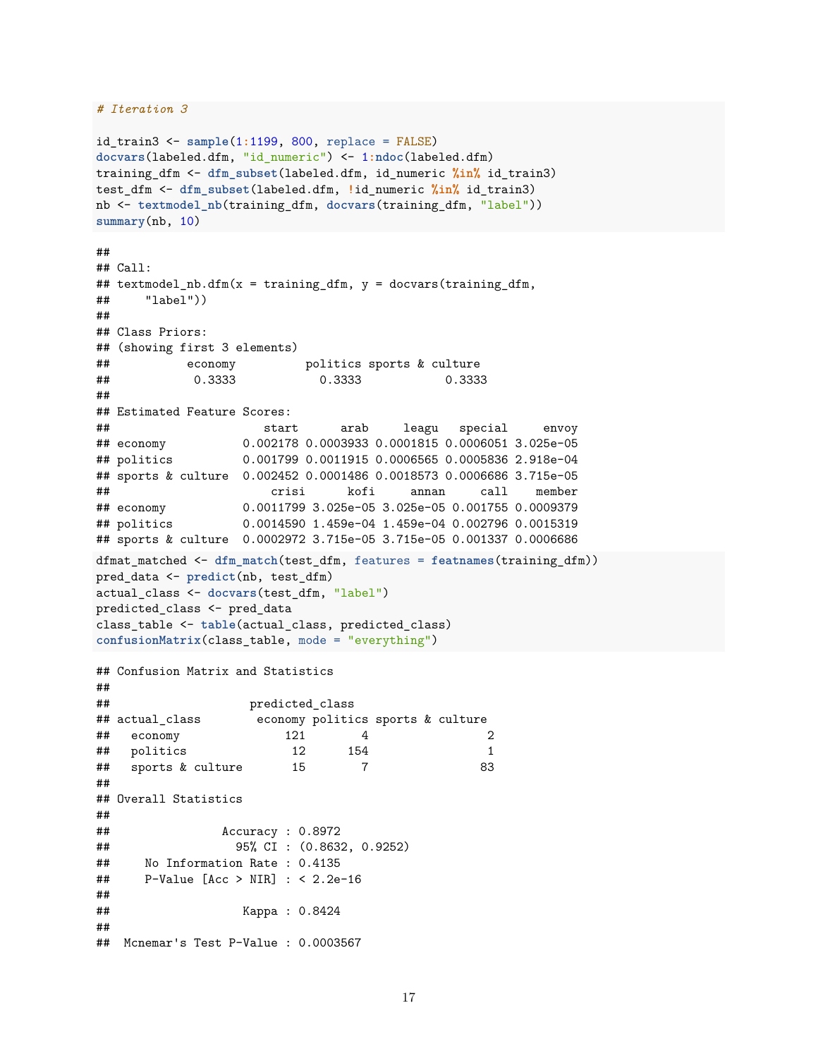```r
# Iteration 3

id_train3 <- sample(1:1199, 800, replace = FALSE)
docvars(labeled.dfm, "id_numeric") <- 1:ndoc(labeled.dfm)
training_dfm <- dfm_subset(labeled.dfm, id_numeric %in% id_train3)
test_dfm <- dfm_subset(labeled.dfm, !id_numeric %in% id_train3)
nb <- textmodel_nb(training_dfm, docvars(training_dfm, "label"))
summary(nb, 10)
```

```
##
## Call:
## textmodel_nb.dfm(x = training_dfm, y = docvars(training_dfm,
##     "label"))
##
## Class Priors:
## (showing first 3 elements)
##           economy          politics sports & culture
##            0.3333            0.3333           0.3333
##
## Estimated Feature Scores:
##                      start      arab     leagu   special     envoy
## economy           0.002178 0.0003933 0.0001815 0.0006051 3.025e-05
## politics          0.001799 0.0011915 0.0006565 0.0005836 2.918e-04
## sports & culture  0.002452 0.0001486 0.0018573 0.0006686 3.715e-05
##                      crisi      kofi     annan      call    member
## economy           0.0011799 3.025e-05 3.025e-05 0.001755 0.0009379
## politics          0.0014590 1.459e-04 1.459e-04 0.002796 0.0015319
## sports & culture  0.0002972 3.715e-05 3.715e-05 0.001337 0.0006686
```

```r
dfmat_matched <- dfm_match(test_dfm, features = featnames(training_dfm))
pred_data <- predict(nb, test_dfm)
actual_class <- docvars(test_dfm, "label")
predicted_class <- pred_data
class_table <- table(actual_class, predicted_class)
confusionMatrix(class_table, mode = "everything")
```

```
## Confusion Matrix and Statistics
##
##                   predicted_class
## actual_class        economy politics sports & culture
##   economy               121        4                2
##   politics               12      154                1
##   sports & culture       15        7               83
##
## Overall Statistics
##
##                Accuracy : 0.8972
##                  95% CI : (0.8632, 0.9252)
##     No Information Rate : 0.4135
##     P-Value [Acc > NIR] : < 2.2e-16
##
##                   Kappa : 0.8424
##
##  Mcnemar's Test P-Value : 0.0003567
```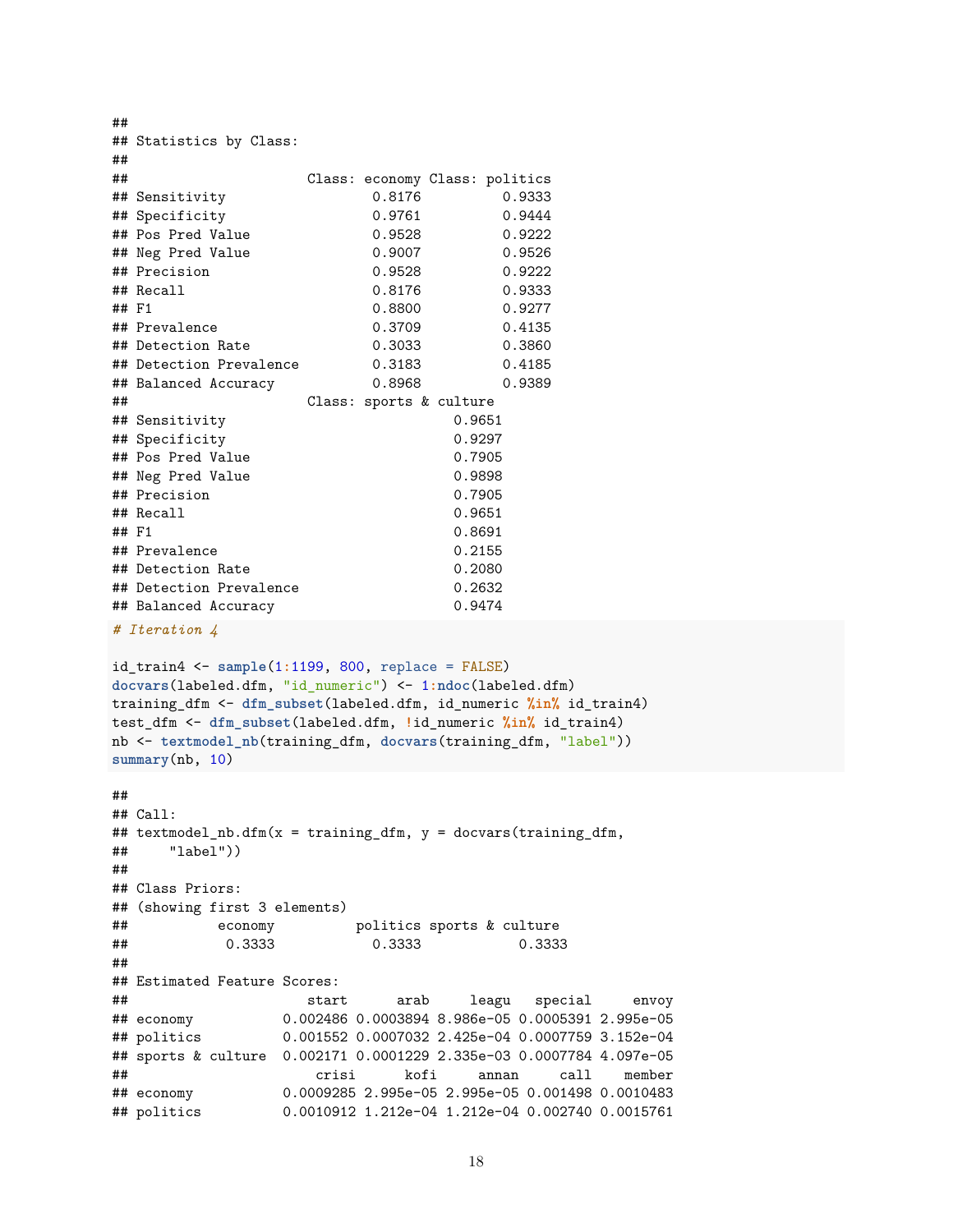```
##
## Statistics by Class:
##
##                      Class: economy Class: politics
## Sensitivity                  0.8176          0.9333
## Specificity                  0.9761          0.9444
## Pos Pred Value               0.9528          0.9222
## Neg Pred Value               0.9007          0.9526
## Precision                    0.9528          0.9222
## Recall                       0.8176          0.9333
## F1                           0.8800          0.9277
## Prevalence                   0.3709          0.4135
## Detection Rate               0.3033          0.3860
## Detection Prevalence         0.3183          0.4185
## Balanced Accuracy            0.8968          0.9389
##                      Class: sports & culture
## Sensitivity                           0.9651
## Specificity                           0.9297
## Pos Pred Value                        0.7905
## Neg Pred Value                        0.9898
## Precision                             0.7905
## Recall                                0.9651
## F1                                    0.8691
## Prevalence                            0.2155
## Detection Rate                        0.2080
## Detection Prevalence                  0.2632
## Balanced Accuracy                     0.9474
```

```
# Iteration 4

id_train4 <- sample(1:1199, 800, replace = FALSE)
docvars(labeled.dfm, "id_numeric") <- 1:ndoc(labeled.dfm)
training_dfm <- dfm_subset(labeled.dfm, id_numeric %in% id_train4)
test_dfm <- dfm_subset(labeled.dfm, !id_numeric %in% id_train4)
nb <- textmodel_nb(training_dfm, docvars(training_dfm, "label"))
summary(nb, 10)
```

```
##
## Call:
## textmodel_nb.dfm(x = training_dfm, y = docvars(training_dfm,
##     "label"))
##
## Class Priors:
## (showing first 3 elements)
##           economy         politics sports & culture
##            0.3333           0.3333           0.3333
##
## Estimated Feature Scores:
##                      start      arab     leagu   special     envoy
## economy           0.002486 0.0003894 8.986e-05 0.0005391 2.995e-05
## politics          0.001552 0.0007032 2.425e-04 0.0007759 3.152e-04
## sports & culture  0.002171 0.0001229 2.335e-03 0.0007784 4.097e-05
##                      crisi      kofi     annan      call    member
## economy           0.0009285 2.995e-05 2.995e-05 0.001498 0.0010483
## politics          0.0010912 1.212e-04 1.212e-04 0.002740 0.0015761
```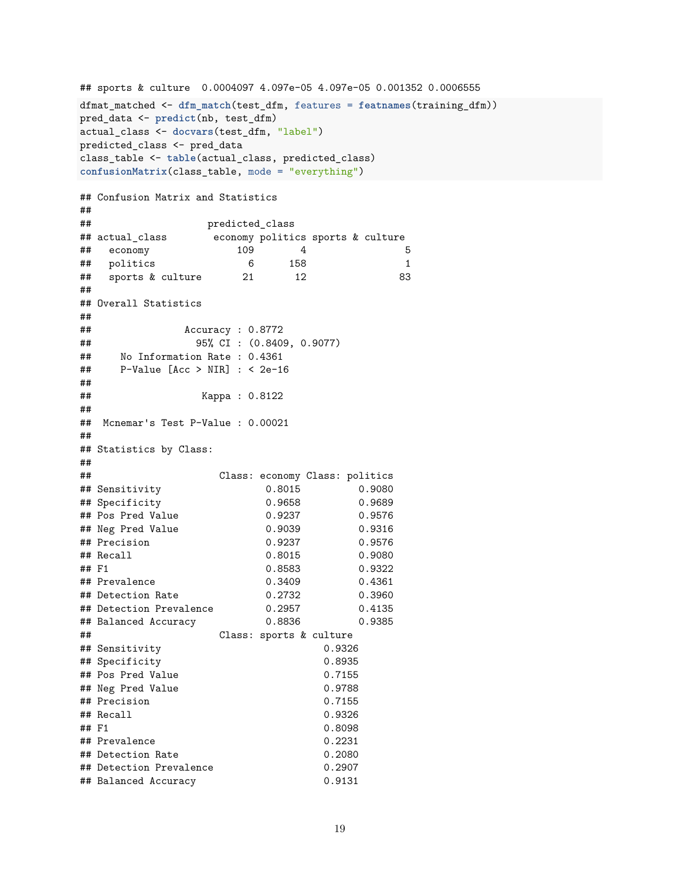```
## sports & culture  0.0004097 4.097e-05 4.097e-05 0.001352 0.0006555
```

```
dfmat_matched <- dfm_match(test_dfm, features = featnames(training_dfm))
pred_data <- predict(nb, test_dfm)
actual_class <- docvars(test_dfm, "label")
predicted_class <- pred_data
class_table <- table(actual_class, predicted_class)
confusionMatrix(class_table, mode = "everything")
```

```
## Confusion Matrix and Statistics
##
##                     predicted_class
## actual_class         economy politics sports & culture
##   economy                109        4                5
##   politics                 6      158                1
##   sports & culture        21       12               83
##
## Overall Statistics
##
##                Accuracy : 0.8772
##                  95% CI : (0.8409, 0.9077)
##     No Information Rate : 0.4361
##     P-Value [Acc > NIR] : < 2e-16
##
##                   Kappa : 0.8122
##
##  Mcnemar's Test P-Value : 0.00021
##
## Statistics by Class:
##
##                      Class: economy Class: politics
## Sensitivity                  0.8015          0.9080
## Specificity                  0.9658          0.9689
## Pos Pred Value               0.9237          0.9576
## Neg Pred Value               0.9039          0.9316
## Precision                    0.9237          0.9576
## Recall                       0.8015          0.9080
## F1                           0.8583          0.9322
## Prevalence                   0.3409          0.4361
## Detection Rate               0.2732          0.3960
## Detection Prevalence         0.2957          0.4135
## Balanced Accuracy            0.8836          0.9385
##                      Class: sports & culture
## Sensitivity                           0.9326
## Specificity                           0.8935
## Pos Pred Value                        0.7155
## Neg Pred Value                        0.9788
## Precision                             0.7155
## Recall                                0.9326
## F1                                    0.8098
## Prevalence                            0.2231
## Detection Rate                        0.2080
## Detection Prevalence                  0.2907
## Balanced Accuracy                     0.9131
```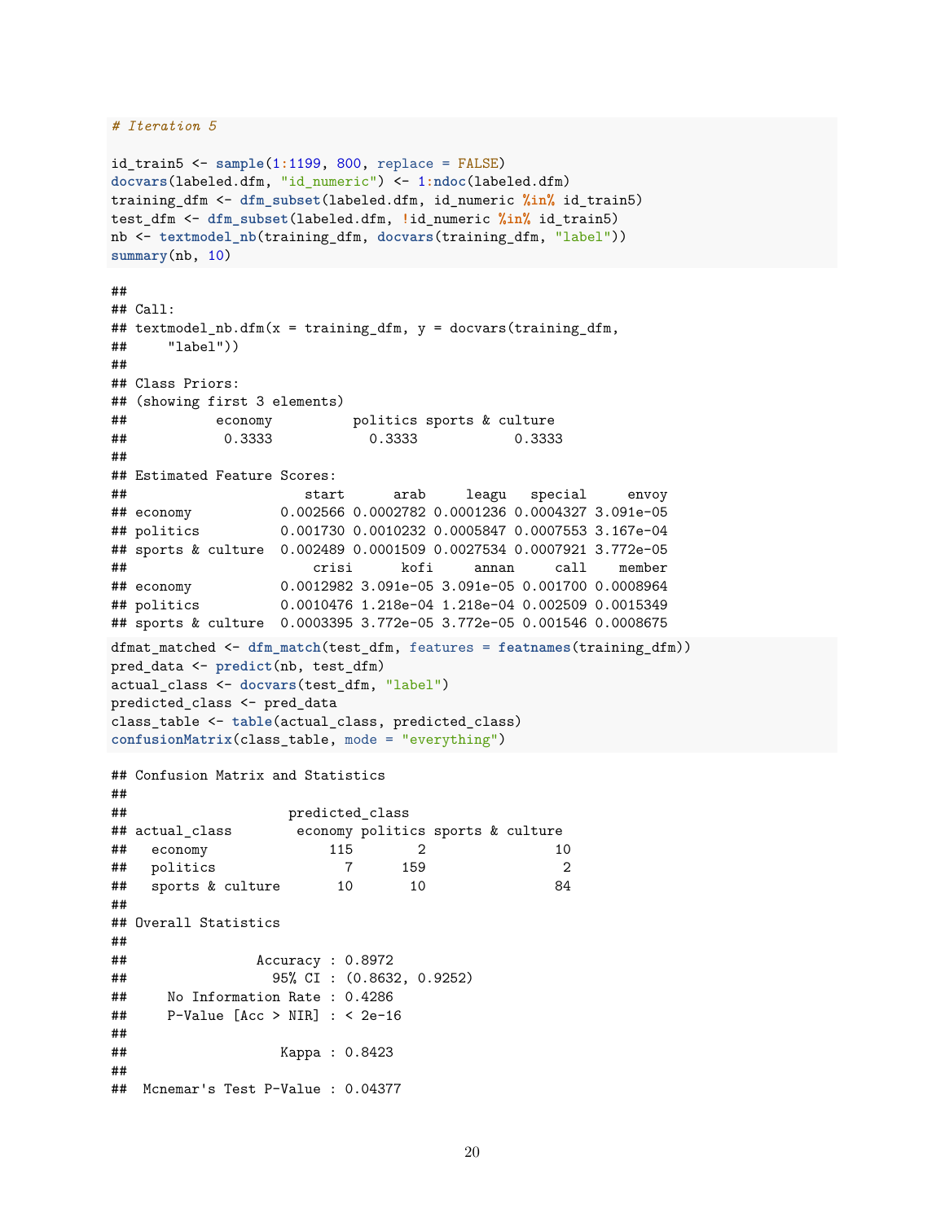```r
# Iteration 5

id_train5 <- sample(1:1199, 800, replace = FALSE)
docvars(labeled.dfm, "id_numeric") <- 1:ndoc(labeled.dfm)
training_dfm <- dfm_subset(labeled.dfm, id_numeric %in% id_train5)
test_dfm <- dfm_subset(labeled.dfm, !id_numeric %in% id_train5)
nb <- textmodel_nb(training_dfm, docvars(training_dfm, "label"))
summary(nb, 10)
```

```
## 
## Call:
## textmodel_nb.dfm(x = training_dfm, y = docvars(training_dfm, 
##     "label"))
## 
## Class Priors:
## (showing first 3 elements)
##           economy          politics sports & culture 
##            0.3333            0.3333            0.3333 
## 
## Estimated Feature Scores:
##                      start      arab     leagu   special     envoy
## economy           0.002566 0.0002782 0.0001236 0.0004327 3.091e-05
## politics          0.001730 0.0010232 0.0005847 0.0007553 3.167e-04
## sports & culture  0.002489 0.0001509 0.0027534 0.0007921 3.772e-05
##                      crisi      kofi     annan     call    member
## economy          0.0012982 3.091e-05 3.091e-05 0.001700 0.0008964
## politics         0.0010476 1.218e-04 1.218e-04 0.002509 0.0015349
## sports & culture 0.0003395 3.772e-05 3.772e-05 0.001546 0.0008675
```

```r
dfmat_matched <- dfm_match(test_dfm, features = featnames(training_dfm))
pred_data <- predict(nb, test_dfm)
actual_class <- docvars(test_dfm, "label")
predicted_class <- pred_data
class_table <- table(actual_class, predicted_class)
confusionMatrix(class_table, mode = "everything")
```

```
## Confusion Matrix and Statistics
## 
##                   predicted_class
## actual_class        economy politics sports & culture
##   economy               115        2               10
##   politics                7      159                2
##   sports & culture       10       10               84
## 
## Overall Statistics
##                                           
##                Accuracy : 0.8972          
##                  95% CI : (0.8632, 0.9252)
##     No Information Rate : 0.4286          
##     P-Value [Acc > NIR] : < 2e-16         
##                                           
##                   Kappa : 0.8423          
##                                           
##  Mcnemar's Test P-Value : 0.04377
```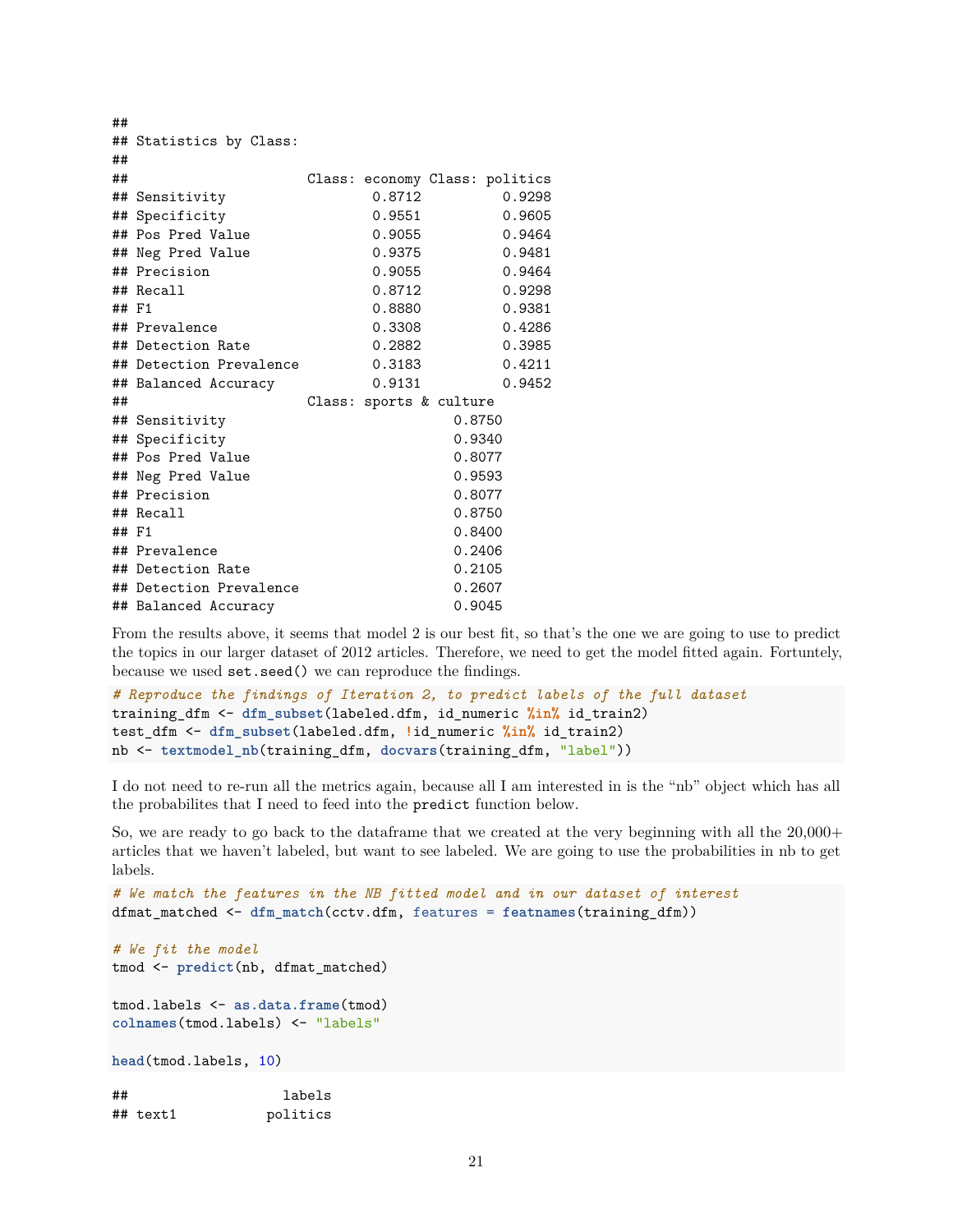```
##
## Statistics by Class:
##
##                      Class: economy Class: politics
## Sensitivity                  0.8712          0.9298
## Specificity                  0.9551          0.9605
## Pos Pred Value               0.9055          0.9464
## Neg Pred Value               0.9375          0.9481
## Precision                    0.9055          0.9464
## Recall                       0.8712          0.9298
## F1                           0.8880          0.9381
## Prevalence                   0.3308          0.4286
## Detection Rate               0.2882          0.3985
## Detection Prevalence         0.3183          0.4211
## Balanced Accuracy            0.9131          0.9452
##                      Class: sports & culture
## Sensitivity                           0.8750
## Specificity                           0.9340
## Pos Pred Value                        0.8077
## Neg Pred Value                        0.9593
## Precision                             0.8077
## Recall                                0.8750
## F1                                    0.8400
## Prevalence                            0.2406
## Detection Rate                        0.2105
## Detection Prevalence                  0.2607
## Balanced Accuracy                     0.9045
```

From the results above, it seems that model 2 is our best fit, so that's the one we are going to use to predict the topics in our larger dataset of 2012 articles. Therefore, we need to get the model fitted again. Fortuntely, because we used `set.seed()` we can reproduce the findings.

```
# Reproduce the findings of Iteration 2, to predict labels of the full dataset
training_dfm <- dfm_subset(labeled.dfm, id_numeric %in% id_train2)
test_dfm <- dfm_subset(labeled.dfm, !id_numeric %in% id_train2)
nb <- textmodel_nb(training_dfm, docvars(training_dfm, "label"))
```

I do not need to re-run all the metrics again, because all I am interested in is the "nb" object which has all the probabilites that I need to feed into the `predict` function below.

So, we are ready to go back to the dataframe that we created at the very beginning with all the 20,000+ articles that we haven't labeled, but want to see labeled. We are going to use the probabilities in nb to get labels.

```
# We match the features in the NB fitted model and in our dataset of interest
dfmat_matched <- dfm_match(cctv.dfm, features = featnames(training_dfm))

# We fit the model
tmod <- predict(nb, dfmat_matched)

tmod.labels <- as.data.frame(tmod)
colnames(tmod.labels) <- "labels"

head(tmod.labels, 10)
```

```
##                    labels
## text1            politics
```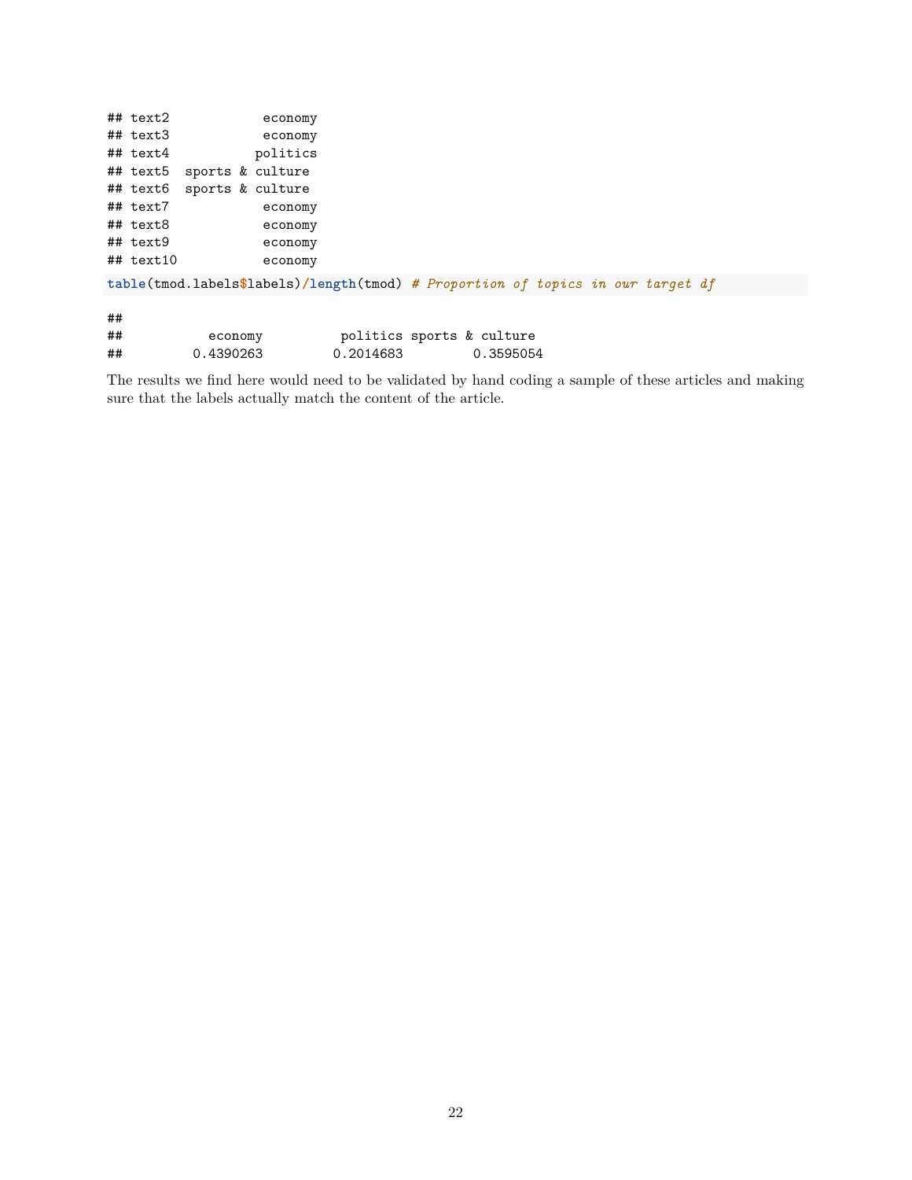```
## text2            economy
## text3            economy
## text4           politics
## text5  sports & culture
## text6  sports & culture
## text7            economy
## text8            economy
## text9            economy
## text10           economy
```

```r
table(tmod.labels$labels)/length(tmod) # Proportion of topics in our target df
```

```
## 
##          economy         politics sports & culture 
##        0.4390263        0.2014683        0.3595054
```

The results we find here would need to be validated by hand coding a sample of these articles and making sure that the labels actually match the content of the article.